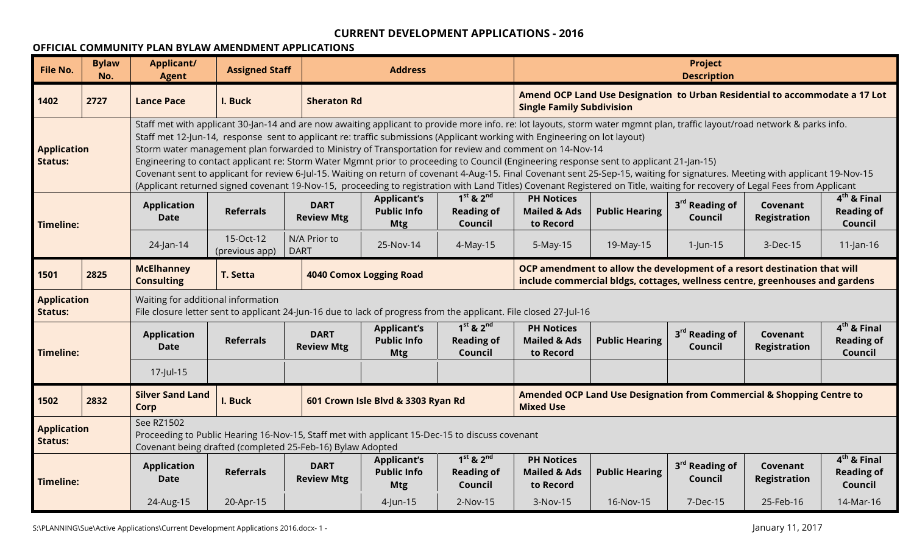# CURRENT DEVELOPMENT APPLICATIONS - 2016

## OFFICIAL COMMUNITY PLAN BYLAW AMENDMENT APPLICATIONS

| File No. | Bylaw No. | Applicant/ Agent | Assigned Staff | Address | | | Project Description | | | |
|---|---|---|---|---|---|---|---|---|---|---|
| **1402** | **2727** | **Lance Pace** | **I. Buck** | **Sheraton Rd** | | | **Amend OCP Land Use Designation to Urban Residential to accommodate a 17 Lot Single Family Subdivision** | | | |
| **Application Status:** | | Staff met with applicant 30-Jan-14 and are now awaiting applicant to provide more info. re: lot layouts, storm water mgmnt plan, traffic layout/road network & parks info.<br>Staff met 12-Jun-14, response sent to applicant re: traffic submissions (Applicant working with Engineering on lot layout)<br>Storm water management plan forwarded to Ministry of Transportation for review and comment on 14-Nov-14<br>Engineering to contact applicant re: Storm Water Mgmnt prior to proceeding to Council (Engineering response sent to applicant 21-Jan-15)<br>Covenant sent to applicant for review 6-Jul-15. Waiting on return of covenant 4-Aug-15. Final Covenant sent 25-Sep-15, waiting for signatures. Meeting with applicant 19-Nov-15 (Applicant returned signed covenant 19-Nov-15, proceeding to registration with Land Titles) Covenant Registered on Title, waiting for recovery of Legal Fees from Applicant | | | | | | | | |
| **Timeline:** | | **Application Date** | **Referrals** | **DART Review Mtg** | **Applicant's Public Info Mtg** | **1st & 2nd Reading of Council** | **PH Notices Mailed & Ads to Record** | **Public Hearing** | **3rd Reading of Council** | **Covenant Registration** | **4th & Final Reading of Council** |
| | | 24-Jan-14 | 15-Oct-12 (previous app) | N/A Prior to DART | 25-Nov-14 | 4-May-15 | 5-May-15 | 19-May-15 | 1-Jun-15 | 3-Dec-15 | 11-Jan-16 |
| **1501** | **2825** | **McElhanney Consulting** | **T. Setta** | **4040 Comox Logging Road** | | | **OCP amendment to allow the development of a resort destination that will include commercial bldgs, cottages, wellness centre, greenhouses and gardens** | | | |
| **Application Status:** | | Waiting for additional information<br>File closure letter sent to applicant 24-Jun-16 due to lack of progress from the applicant. File closed 27-Jul-16 | | | | | | | | |
| **Timeline:** | | **Application Date** | **Referrals** | **DART Review Mtg** | **Applicant's Public Info Mtg** | **1st & 2nd Reading of Council** | **PH Notices Mailed & Ads to Record** | **Public Hearing** | **3rd Reading of Council** | **Covenant Registration** | **4th & Final Reading of Council** |
| | | 17-Jul-15 | | | | | | | | | |
| **1502** | **2832** | **Silver Sand Land Corp** | **I. Buck** | **601 Crown Isle Blvd & 3303 Ryan Rd** | | | **Amended OCP Land Use Designation from Commercial & Shopping Centre to Mixed Use** | | | |
| **Application Status:** | | See RZ1502<br>Proceeding to Public Hearing 16-Nov-15, Staff met with applicant 15-Dec-15 to discuss covenant<br>Covenant being drafted (completed 25-Feb-16) Bylaw Adopted | | | | | | | | |
| **Timeline:** | | **Application Date** | **Referrals** | **DART Review Mtg** | **Applicant's Public Info Mtg** | **1st & 2nd Reading of Council** | **PH Notices Mailed & Ads to Record** | **Public Hearing** | **3rd Reading of Council** | **Covenant Registration** | **4th & Final Reading of Council** |
| | | 24-Aug-15 | 20-Apr-15 | | 4-Jun-15 | 2-Nov-15 | 3-Nov-15 | 16-Nov-15 | 7-Dec-15 | 25-Feb-16 | 14-Mar-16 |

S:\PLANNING\Sue\Active Applications\Current Development Applications 2016.docx

January 11, 2017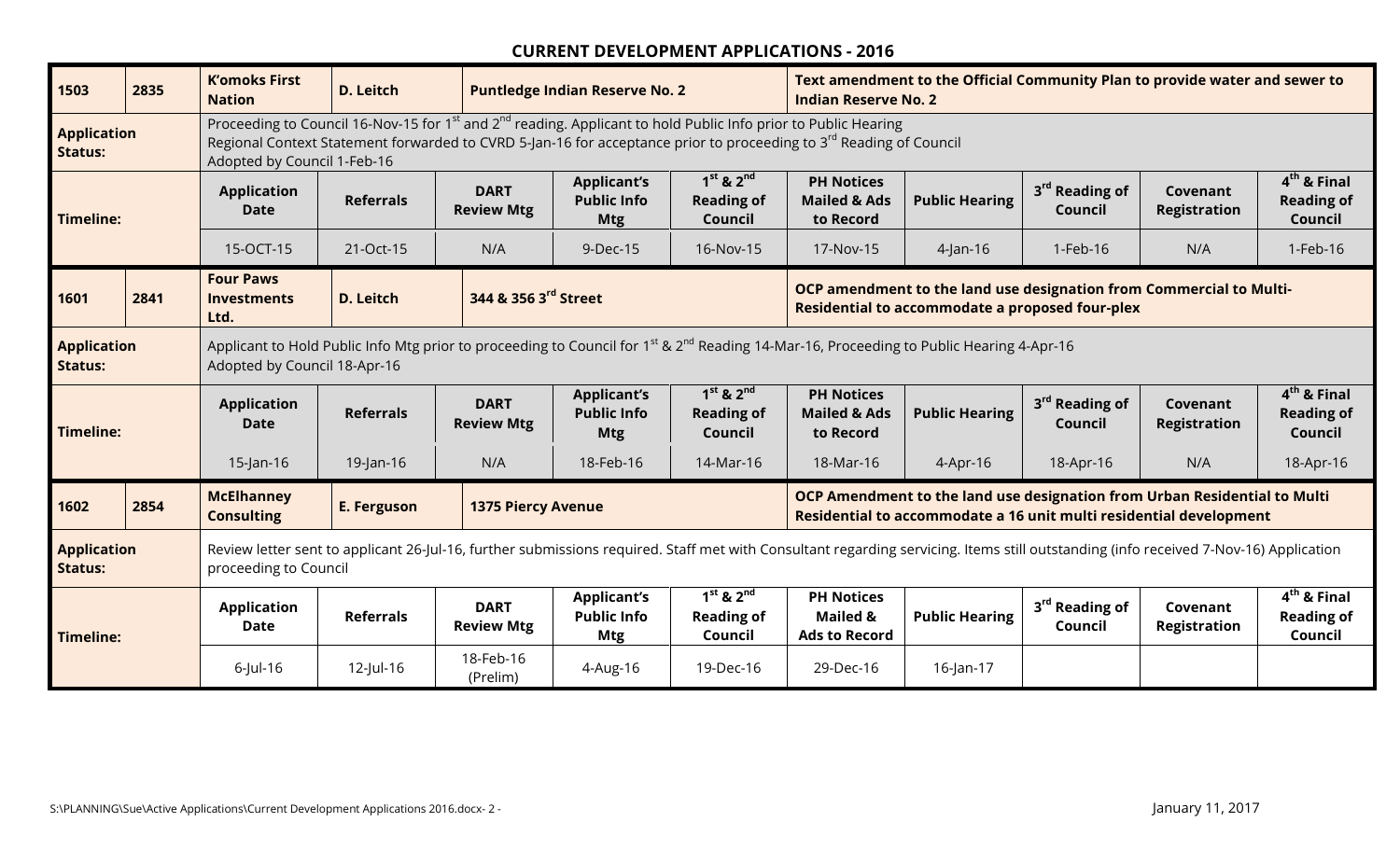## CURRENT DEVELOPMENT APPLICATIONS - 2016

| 1503 | 2835 | K'omoks First Nation | D. Leitch | Puntledge Indian Reserve No. 2 | | Text amendment to the Official Community Plan to provide water and sewer to Indian Reserve No. 2 | | | | |
|---|---|---|---|---|---|---|---|---|---|---|
| **Application Status:** | | Proceeding to Council 16-Nov-15 for 1st and 2nd reading. Applicant to hold Public Info prior to Public Hearing<br>Regional Context Statement forwarded to CVRD 5-Jan-16 for acceptance prior to proceeding to 3rd Reading of Council<br>Adopted by Council 1-Feb-16 | | | | | | | | |
| **Timeline:** | | **Application Date** | **Referrals** | **DART Review Mtg** | **Applicant's Public Info Mtg** | **1st & 2nd Reading of Council** | **PH Notices Mailed & Ads to Record** | **Public Hearing** | **3rd Reading of Council** | **Covenant Registration** | **4th & Final Reading of Council** |
| | | 15-OCT-15 | 21-Oct-15 | N/A | 9-Dec-15 | 16-Nov-15 | 17-Nov-15 | 4-Jan-16 | 1-Feb-16 | N/A | 1-Feb-16 |

| 1601 | 2841 | Four Paws Investments Ltd. | D. Leitch | 344 & 356 3rd Street | | OCP amendment to the land use designation from Commercial to Multi-Residential to accommodate a proposed four-plex | | | | |
|---|---|---|---|---|---|---|---|---|---|---|
| **Application Status:** | | Applicant to Hold Public Info Mtg prior to proceeding to Council for 1st & 2nd Reading 14-Mar-16, Proceeding to Public Hearing 4-Apr-16<br>Adopted by Council 18-Apr-16 | | | | | | | | |
| **Timeline:** | | **Application Date** | **Referrals** | **DART Review Mtg** | **Applicant's Public Info Mtg** | **1st & 2nd Reading of Council** | **PH Notices Mailed & Ads to Record** | **Public Hearing** | **3rd Reading of Council** | **Covenant Registration** | **4th & Final Reading of Council** |
| | | 15-Jan-16 | 19-Jan-16 | N/A | 18-Feb-16 | 14-Mar-16 | 18-Mar-16 | 4-Apr-16 | 18-Apr-16 | N/A | 18-Apr-16 |

| 1602 | 2854 | McElhanney Consulting | E. Ferguson | 1375 Piercy Avenue | | OCP Amendment to the land use designation from Urban Residential to Multi Residential to accommodate a 16 unit multi residential development | | | | |
|---|---|---|---|---|---|---|---|---|---|---|
| **Application Status:** | | Review letter sent to applicant 26-Jul-16, further submissions required. Staff met with Consultant regarding servicing. Items still outstanding (info received 7-Nov-16) Application proceeding to Council | | | | | | | | |
| **Timeline:** | | **Application Date** | **Referrals** | **DART Review Mtg** | **Applicant's Public Info Mtg** | **1st & 2nd Reading of Council** | **PH Notices Mailed & Ads to Record** | **Public Hearing** | **3rd Reading of Council** | **Covenant Registration** | **4th & Final Reading of Council** |
| | | 6-Jul-16 | 12-Jul-16 | 18-Feb-16 (Prelim) | 4-Aug-16 | 19-Dec-16 | 29-Dec-16 | 16-Jan-17 | | | |

S:\PLANNING\Sue\Active Applications\Current Development Applications 2016.docx

January 11, 2017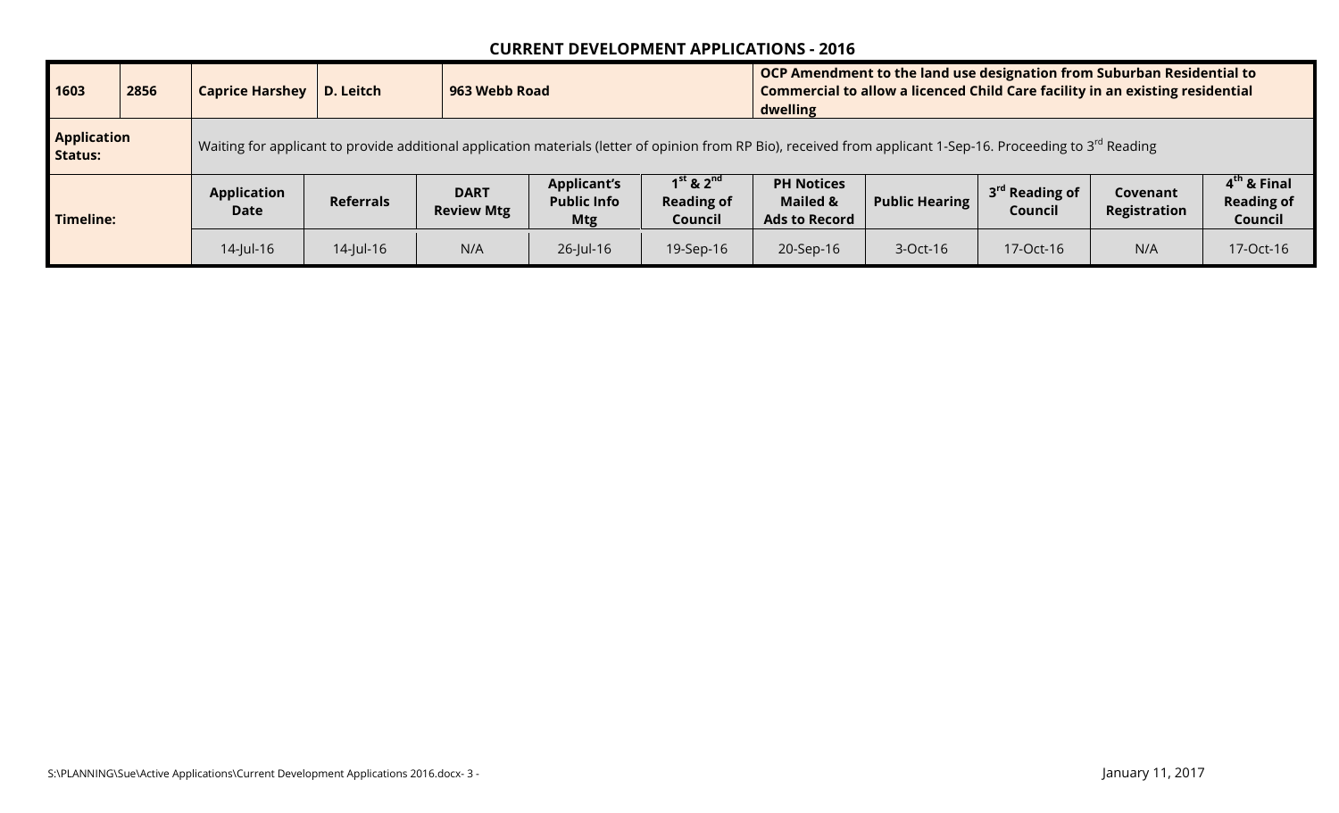## CURRENT DEVELOPMENT APPLICATIONS - 2016

| 1603 | 2856 | Caprice Harshey | D. Leitch | 963 Webb Road | | | OCP Amendment to the land use designation from Suburban Residential to Commercial to allow a licenced Child Care facility in an existing residential dwelling | | | |
|---|---|---|---|---|---|---|---|---|---|---|
| **Application Status:** | | Waiting for applicant to provide additional application materials (letter of opinion from RP Bio), received from applicant 1-Sep-16. Proceeding to 3rd Reading | | | | | | | | |
| **Timeline:** | | **Application Date** | **Referrals** | **DART Review Mtg** | **Applicant's Public Info Mtg** | **1st & 2nd Reading of Council** | **PH Notices Mailed & Ads to Record** | **Public Hearing** | **3rd Reading of Council** | **Covenant Registration** | **4th & Final Reading of Council** |
| | | 14-Jul-16 | 14-Jul-16 | N/A | 26-Jul-16 | 19-Sep-16 | 20-Sep-16 | 3-Oct-16 | 17-Oct-16 | N/A | 17-Oct-16 |

S:\PLANNING\Sue\Active Applications\Current Development Applications 2016.docx- 3 -

January 11, 2017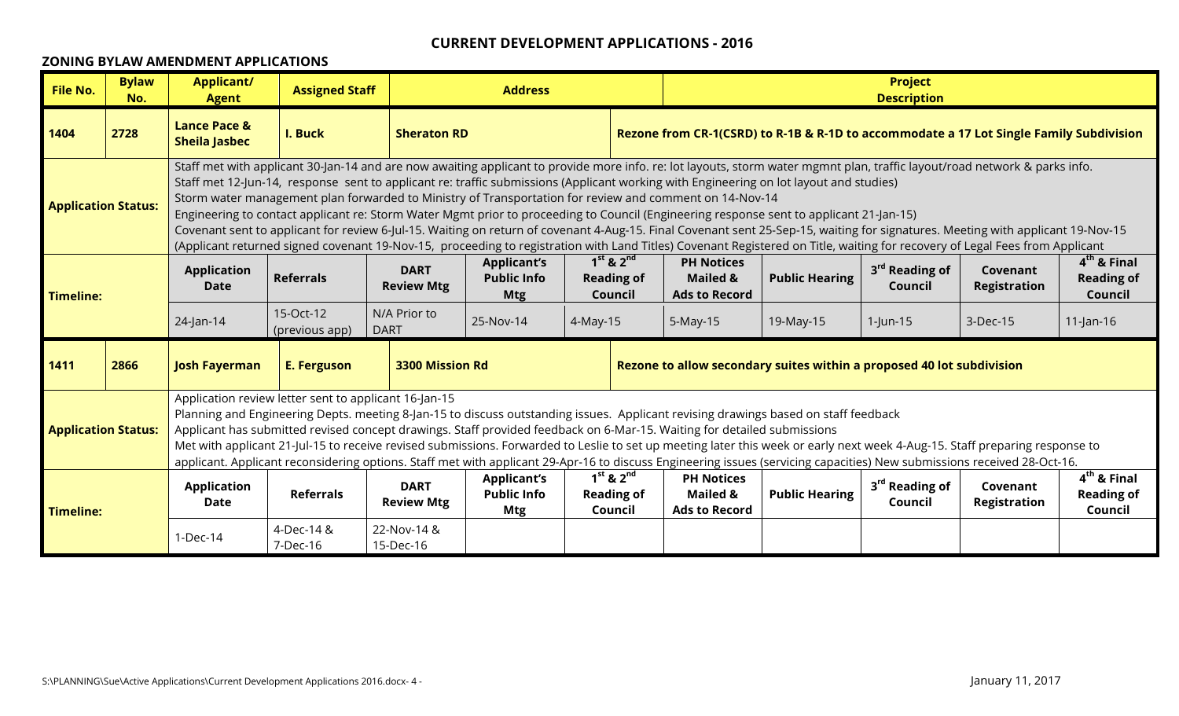# CURRENT DEVELOPMENT APPLICATIONS - 2016

## ZONING BYLAW AMENDMENT APPLICATIONS

| File No. | Bylaw No. | Applicant/ Agent | Assigned Staff | Address | | | Project Description | | | |
|---|---|---|---|---|---|---|---|---|---|---|
| **1404** | **2728** | **Lance Pace & Sheila Jasbec** | **I. Buck** | **Sheraton RD** | | | **Rezone from CR-1(CSRD) to R-1B & R-1D to accommodate a 17 Lot Single Family Subdivision** | | | |
| **Application Status:** | | Staff met with applicant 30-Jan-14 and are now awaiting applicant to provide more info. re: lot layouts, storm water mgmnt plan, traffic layout/road network & parks info. Staff met 12-Jun-14, response sent to applicant re: traffic submissions (Applicant working with Engineering on lot layout and studies) Storm water management plan forwarded to Ministry of Transportation for review and comment on 14-Nov-14 Engineering to contact applicant re: Storm Water Mgmt prior to proceeding to Council (Engineering response sent to applicant 21-Jan-15) Covenant sent to applicant for review 6-Jul-15. Waiting on return of covenant 4-Aug-15. Final Covenant sent 25-Sep-15, waiting for signatures. Meeting with applicant 19-Nov-15 (Applicant returned signed covenant 19-Nov-15, proceeding to registration with Land Titles) Covenant Registered on Title, waiting for recovery of Legal Fees from Applicant | | | | | | | | |
| **Timeline:** | | **Application Date** | **Referrals** | **DART Review Mtg** | **Applicant's Public Info Mtg** | **1st & 2nd Reading of Council** | **PH Notices Mailed & Ads to Record** | **Public Hearing** | **3rd Reading of Council** | **Covenant Registration** | **4th & Final Reading of Council** |
| | | 24-Jan-14 | 15-Oct-12 (previous app) | N/A Prior to DART | 25-Nov-14 | 4-May-15 | 5-May-15 | 19-May-15 | 1-Jun-15 | 3-Dec-15 | 11-Jan-16 |
| **1411** | **2866** | **Josh Fayerman** | **E. Ferguson** | **3300 Mission Rd** | | | **Rezone to allow secondary suites within a proposed 40 lot subdivision** | | | |
| **Application Status:** | | Application review letter sent to applicant 16-Jan-15 Planning and Engineering Depts. meeting 8-Jan-15 to discuss outstanding issues. Applicant revising drawings based on staff feedback Applicant has submitted revised concept drawings. Staff provided feedback on 6-Mar-15. Waiting for detailed submissions Met with applicant 21-Jul-15 to receive revised submissions. Forwarded to Leslie to set up meeting later this week or early next week 4-Aug-15. Staff preparing response to applicant. Applicant reconsidering options. Staff met with applicant 29-Apr-16 to discuss Engineering issues (servicing capacities) New submissions received 28-Oct-16. | | | | | | | | |
| **Timeline:** | | **Application Date** | **Referrals** | **DART Review Mtg** | **Applicant's Public Info Mtg** | **1st & 2nd Reading of Council** | **PH Notices Mailed & Ads to Record** | **Public Hearing** | **3rd Reading of Council** | **Covenant Registration** | **4th & Final Reading of Council** |
| | | 1-Dec-14 | 4-Dec-14 & 7-Dec-16 | 22-Nov-14 & 15-Dec-16 | | | | | | | |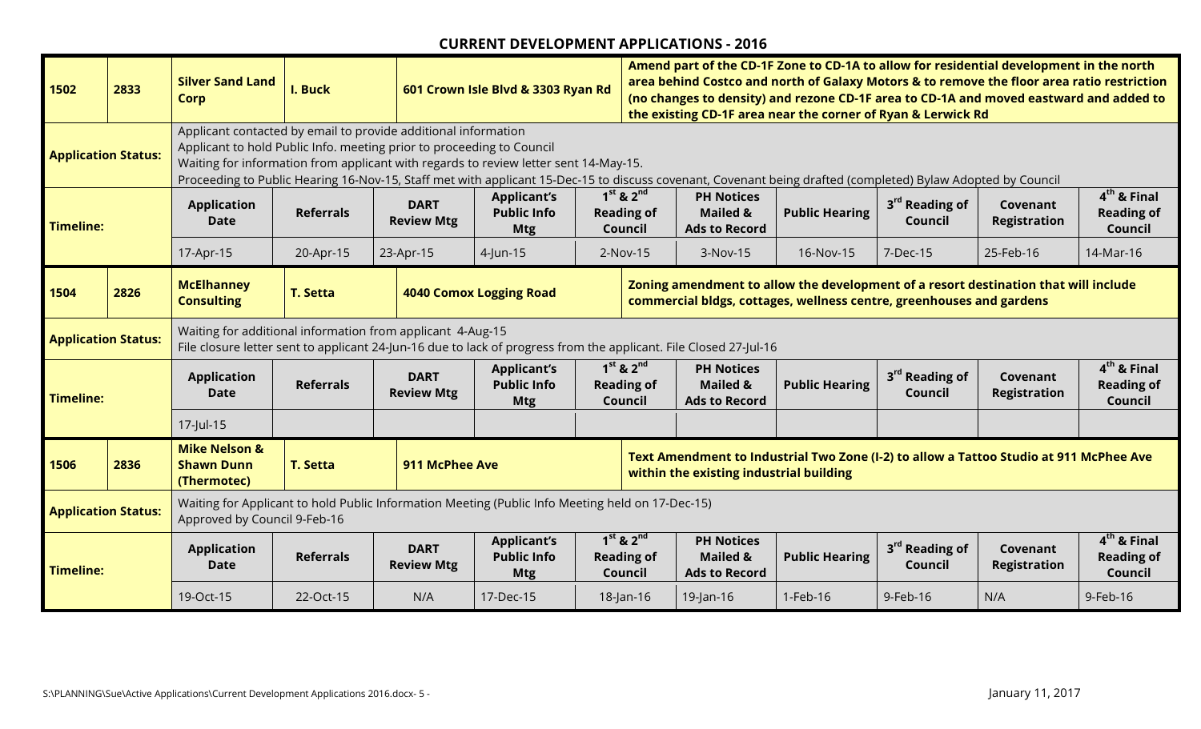# CURRENT DEVELOPMENT APPLICATIONS - 2016

| 1502 | 2833 | Silver Sand Land Corp | I. Buck | 601 Crown Isle Blvd & 3303 Ryan Rd | | Amend part of the CD-1F Zone to CD-1A to allow for residential development in the north area behind Costco and north of Galaxy Motors & to remove the floor area ratio restriction (no changes to density) and rezone CD-1F area to CD-1A and moved eastward and added to the existing CD-1F area near the corner of Ryan & Lerwick Rd | | | | |
|---|---|---|---|---|---|---|---|---|---|---|
| **Application Status:** | | Applicant contacted by email to provide additional information<br>Applicant to hold Public Info. meeting prior to proceeding to Council<br>Waiting for information from applicant with regards to review letter sent 14-May-15.<br>Proceeding to Public Hearing 16-Nov-15, Staff met with applicant 15-Dec-15 to discuss covenant, Covenant being drafted (completed) Bylaw Adopted by Council | | | | | | | | |
| **Timeline:** | | **Application Date** | **Referrals** | **DART Review Mtg** | **Applicant's Public Info Mtg** | **1st & 2nd Reading of Council** | **PH Notices Mailed & Ads to Record** | **Public Hearing** | **3rd Reading of Council** | **Covenant Registration** | **4th & Final Reading of Council** |
| | | 17-Apr-15 | 20-Apr-15 | 23-Apr-15 | 4-Jun-15 | 2-Nov-15 | 3-Nov-15 | 16-Nov-15 | 7-Dec-15 | 25-Feb-16 | 14-Mar-16 |

| 1504 | 2826 | McElhanney Consulting | T. Setta | 4040 Comox Logging Road | | Zoning amendment to allow the development of a resort destination that will include commercial bldgs, cottages, wellness centre, greenhouses and gardens | | | | |
|---|---|---|---|---|---|---|---|---|---|---|
| **Application Status:** | | Waiting for additional information from applicant 4-Aug-15<br>File closure letter sent to applicant 24-Jun-16 due to lack of progress from the applicant. File Closed 27-Jul-16 | | | | | | | | |
| **Timeline:** | | **Application Date** | **Referrals** | **DART Review Mtg** | **Applicant's Public Info Mtg** | **1st & 2nd Reading of Council** | **PH Notices Mailed & Ads to Record** | **Public Hearing** | **3rd Reading of Council** | **Covenant Registration** | **4th & Final Reading of Council** |
| | | 17-Jul-15 | | | | | | | | | |

| 1506 | 2836 | Mike Nelson & Shawn Dunn (Thermotec) | T. Setta | 911 McPhee Ave | | Text Amendment to Industrial Two Zone (I-2) to allow a Tattoo Studio at 911 McPhee Ave within the existing industrial building | | | | |
|---|---|---|---|---|---|---|---|---|---|---|
| **Application Status:** | | Waiting for Applicant to hold Public Information Meeting (Public Info Meeting held on 17-Dec-15)<br>Approved by Council 9-Feb-16 | | | | | | | | |
| **Timeline:** | | **Application Date** | **Referrals** | **DART Review Mtg** | **Applicant's Public Info Mtg** | **1st & 2nd Reading of Council** | **PH Notices Mailed & Ads to Record** | **Public Hearing** | **3rd Reading of Council** | **Covenant Registration** | **4th & Final Reading of Council** |
| | | 19-Oct-15 | 22-Oct-15 | N/A | 17-Dec-15 | 18-Jan-16 | 19-Jan-16 | 1-Feb-16 | 9-Feb-16 | N/A | 9-Feb-16 |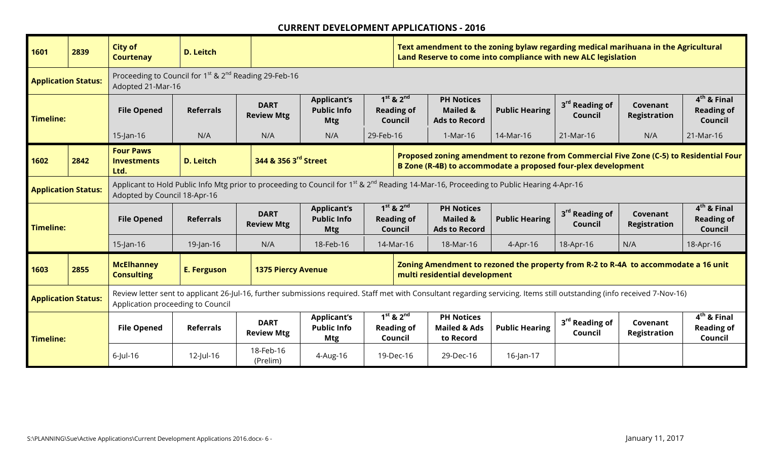## CURRENT DEVELOPMENT APPLICATIONS - 2016

| 1601 | 2839 | City of Courtenay | D. Leitch | | | Text amendment to the zoning bylaw regarding medical marihuana in the Agricultural Land Reserve to come into compliance with new ALC legislation | | | | |
|---|---|---|---|---|---|---|---|---|---|---|
| **Application Status:** | | Proceeding to Council for 1st & 2nd Reading 29-Feb-16<br>Adopted 21-Mar-16 | | | | | | | | |
| **Timeline:** | | **File Opened** | **Referrals** | **DART Review Mtg** | **Applicant's Public Info Mtg** | **1st & 2nd Reading of Council** | **PH Notices Mailed & Ads to Record** | **Public Hearing** | **3rd Reading of Council** | **Covenant Registration** | **4th & Final Reading of Council** |
| | | 15-Jan-16 | N/A | N/A | N/A | 29-Feb-16 | 1-Mar-16 | 14-Mar-16 | 21-Mar-16 | N/A | 21-Mar-16 |

| 1602 | 2842 | Four Paws Investments Ltd. | D. Leitch | 344 & 356 3rd Street | | Proposed zoning amendment to rezone from Commercial Five Zone (C-5) to Residential Four B Zone (R-4B) to accommodate a proposed four-plex development | | | | |
|---|---|---|---|---|---|---|---|---|---|---|
| **Application Status:** | | Applicant to Hold Public Info Mtg prior to proceeding to Council for 1st & 2nd Reading 14-Mar-16, Proceeding to Public Hearing 4-Apr-16<br>Adopted by Council 18-Apr-16 | | | | | | | | |
| **Timeline:** | | **File Opened** | **Referrals** | **DART Review Mtg** | **Applicant's Public Info Mtg** | **1st & 2nd Reading of Council** | **PH Notices Mailed & Ads to Record** | **Public Hearing** | **3rd Reading of Council** | **Covenant Registration** | **4th & Final Reading of Council** |
| | | 15-Jan-16 | 19-Jan-16 | N/A | 18-Feb-16 | 14-Mar-16 | 18-Mar-16 | 4-Apr-16 | 18-Apr-16 | N/A | 18-Apr-16 |

| 1603 | 2855 | McElhanney Consulting | E. Ferguson | 1375 Piercy Avenue | | Zoning Amendment to rezoned the property from R-2 to R-4A to accommodate a 16 unit multi residential development | | | | |
|---|---|---|---|---|---|---|---|---|---|---|
| **Application Status:** | | Review letter sent to applicant 26-Jul-16, further submissions required. Staff met with Consultant regarding servicing. Items still outstanding (info received 7-Nov-16)<br>Application proceeding to Council | | | | | | | | |
| **Timeline:** | | **File Opened** | **Referrals** | **DART Review Mtg** | **Applicant's Public Info Mtg** | **1st & 2nd Reading of Council** | **PH Notices Mailed & Ads to Record** | **Public Hearing** | **3rd Reading of Council** | **Covenant Registration** | **4th & Final Reading of Council** |
| | | 6-Jul-16 | 12-Jul-16 | 18-Feb-16 (Prelim) | 4-Aug-16 | 19-Dec-16 | 29-Dec-16 | 16-Jan-17 | | | |

S:\PLANNING\Sue\Active Applications\Current Development Applications 2016.docx- 6 -

January 11, 2017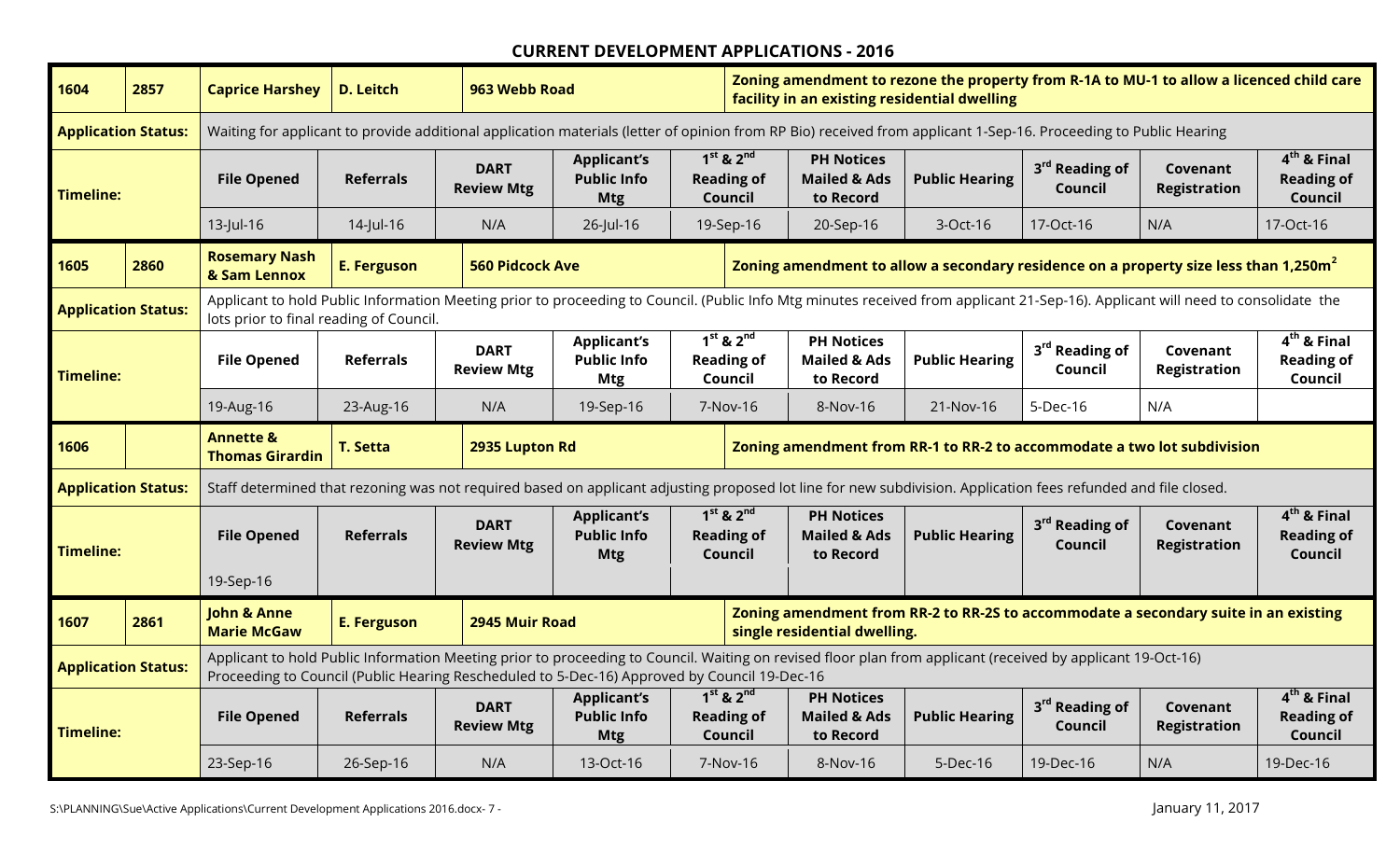# CURRENT DEVELOPMENT APPLICATIONS - 2016

| 1604 | 2857 | Caprice Harshey | D. Leitch | 963 Webb Road | | Zoning amendment to rezone the property from R-1A to MU-1 to allow a licenced child care facility in an existing residential dwelling | | | | |
|---|---|---|---|---|---|---|---|---|---|---|
| **Application Status:** | | Waiting for applicant to provide additional application materials (letter of opinion from RP Bio) received from applicant 1-Sep-16. Proceeding to Public Hearing | | | | | | | | |
| **Timeline:** | | **File Opened** | **Referrals** | **DART Review Mtg** | **Applicant's Public Info Mtg** | **1st & 2nd Reading of Council** | **PH Notices Mailed & Ads to Record** | **Public Hearing** | **3rd Reading of Council** | **Covenant Registration** | **4th & Final Reading of Council** |
| | | 13-Jul-16 | 14-Jul-16 | N/A | 26-Jul-16 | 19-Sep-16 | 20-Sep-16 | 3-Oct-16 | 17-Oct-16 | N/A | 17-Oct-16 |

| 1605 | 2860 | Rosemary Nash & Sam Lennox | E. Ferguson | 560 Pidcock Ave | | Zoning amendment to allow a secondary residence on a property size less than 1,250m² | | | | |
|---|---|---|---|---|---|---|---|---|---|---|
| **Application Status:** | | Applicant to hold Public Information Meeting prior to proceeding to Council. (Public Info Mtg minutes received from applicant 21-Sep-16). Applicant will need to consolidate the lots prior to final reading of Council. | | | | | | | | |
| **Timeline:** | | **File Opened** | **Referrals** | **DART Review Mtg** | **Applicant's Public Info Mtg** | **1st & 2nd Reading of Council** | **PH Notices Mailed & Ads to Record** | **Public Hearing** | **3rd Reading of Council** | **Covenant Registration** | **4th & Final Reading of Council** |
| | | 19-Aug-16 | 23-Aug-16 | N/A | 19-Sep-16 | 7-Nov-16 | 8-Nov-16 | 21-Nov-16 | 5-Dec-16 | N/A | |

| 1606 | | Annette & Thomas Girardin | T. Setta | 2935 Lupton Rd | | Zoning amendment from RR-1 to RR-2 to accommodate a two lot subdivision | | | | |
|---|---|---|---|---|---|---|---|---|---|---|
| **Application Status:** | | Staff determined that rezoning was not required based on applicant adjusting proposed lot line for new subdivision. Application fees refunded and file closed. | | | | | | | | |
| **Timeline:** | | **File Opened** | **Referrals** | **DART Review Mtg** | **Applicant's Public Info Mtg** | **1st & 2nd Reading of Council** | **PH Notices Mailed & Ads to Record** | **Public Hearing** | **3rd Reading of Council** | **Covenant Registration** | **4th & Final Reading of Council** |
| | | 19-Sep-16 | | | | | | | | | |

| 1607 | 2861 | John & Anne Marie McGaw | E. Ferguson | 2945 Muir Road | | Zoning amendment from RR-2 to RR-2S to accommodate a secondary suite in an existing single residential dwelling. | | | | |
|---|---|---|---|---|---|---|---|---|---|---|
| **Application Status:** | | Applicant to hold Public Information Meeting prior to proceeding to Council. Waiting on revised floor plan from applicant (received by applicant 19-Oct-16) Proceeding to Council (Public Hearing Rescheduled to 5-Dec-16) Approved by Council 19-Dec-16 | | | | | | | | |
| **Timeline:** | | **File Opened** | **Referrals** | **DART Review Mtg** | **Applicant's Public Info Mtg** | **1st & 2nd Reading of Council** | **PH Notices Mailed & Ads to Record** | **Public Hearing** | **3rd Reading of Council** | **Covenant Registration** | **4th & Final Reading of Council** |
| | | 23-Sep-16 | 26-Sep-16 | N/A | 13-Oct-16 | 7-Nov-16 | 8-Nov-16 | 5-Dec-16 | 19-Dec-16 | N/A | 19-Dec-16 |

S:\PLANNING\Sue\Active Applications\Current Development Applications 2016.docx

January 11, 2017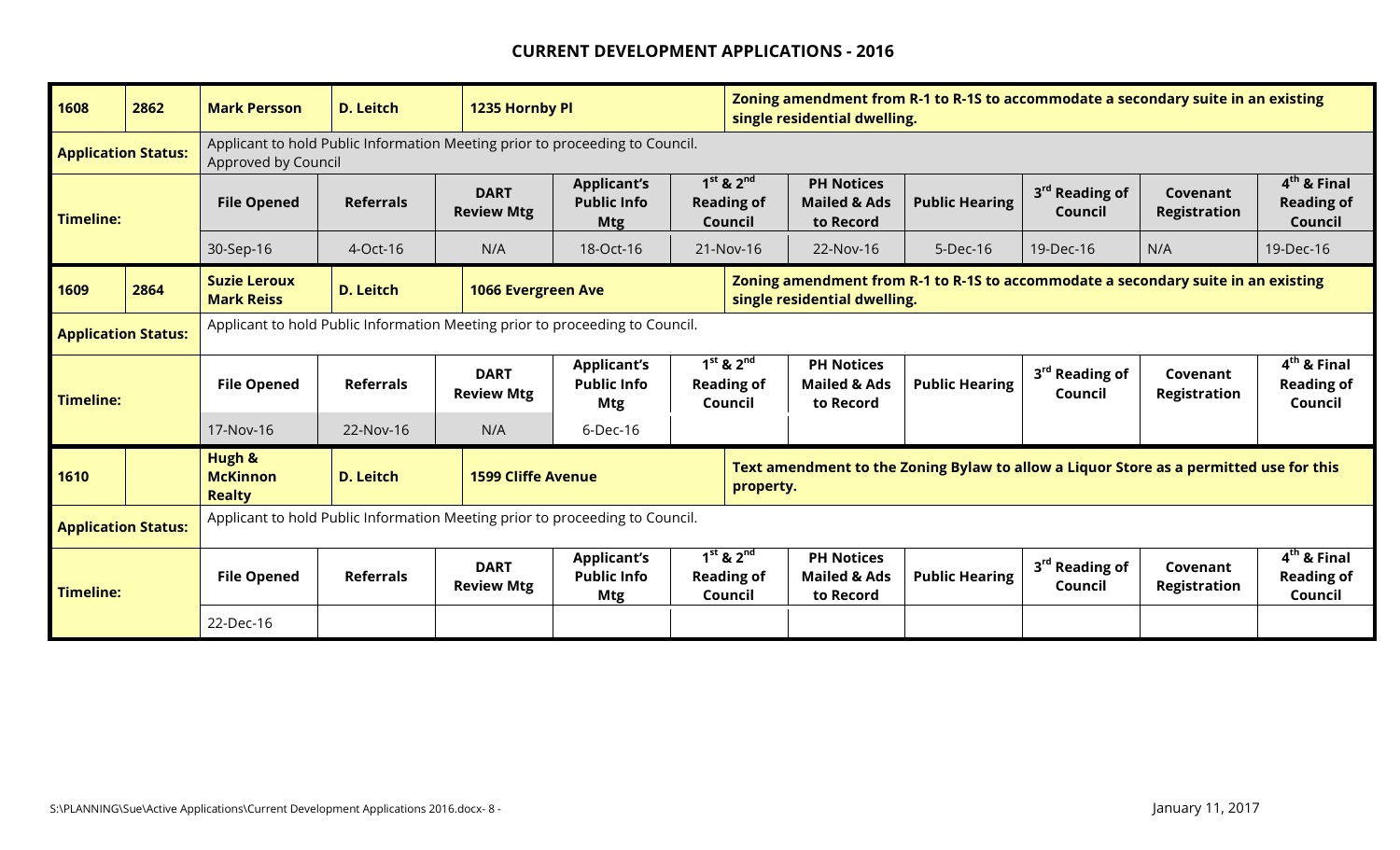# CURRENT DEVELOPMENT APPLICATIONS - 2016

| **1608** | **2862** | **Mark Persson** | **D. Leitch** | **1235 Hornby Pl** | | **Zoning amendment from R-1 to R-1S to accommodate a secondary suite in an existing single residential dwelling.** | | | | |
|---|---|---|---|---|---|---|---|---|---|---|
| **Application Status:** | | Applicant to hold Public Information Meeting prior to proceeding to Council. Approved by Council | | | | | | | | |
| **Timeline:** | | **File Opened** | **Referrals** | **DART Review Mtg** | **Applicant's Public Info Mtg** | **1st & 2nd Reading of Council** | **PH Notices Mailed & Ads to Record** | **Public Hearing** | **3rd Reading of Council** | **Covenant Registration** | **4th & Final Reading of Council** |
| | | 30-Sep-16 | 4-Oct-16 | N/A | 18-Oct-16 | 21-Nov-16 | 22-Nov-16 | 5-Dec-16 | 19-Dec-16 | N/A | 19-Dec-16 |

| **1609** | **2864** | **Suzie Leroux Mark Reiss** | **D. Leitch** | **1066 Evergreen Ave** | | **Zoning amendment from R-1 to R-1S to accommodate a secondary suite in an existing single residential dwelling.** | | | | |
|---|---|---|---|---|---|---|---|---|---|---|
| **Application Status:** | | Applicant to hold Public Information Meeting prior to proceeding to Council. | | | | | | | | |
| **Timeline:** | | **File Opened** | **Referrals** | **DART Review Mtg** | **Applicant's Public Info Mtg** | **1st & 2nd Reading of Council** | **PH Notices Mailed & Ads to Record** | **Public Hearing** | **3rd Reading of Council** | **Covenant Registration** | **4th & Final Reading of Council** |
| | | 17-Nov-16 | 22-Nov-16 | N/A | 6-Dec-16 | | | | | | |

| **1610** | | **Hugh & McKinnon Realty** | **D. Leitch** | **1599 Cliffe Avenue** | | **Text amendment to the Zoning Bylaw to allow a Liquor Store as a permitted use for this property.** | | | | |
|---|---|---|---|---|---|---|---|---|---|---|
| **Application Status:** | | Applicant to hold Public Information Meeting prior to proceeding to Council. | | | | | | | | |
| **Timeline:** | | **File Opened** | **Referrals** | **DART Review Mtg** | **Applicant's Public Info Mtg** | **1st & 2nd Reading of Council** | **PH Notices Mailed & Ads to Record** | **Public Hearing** | **3rd Reading of Council** | **Covenant Registration** | **4th & Final Reading of Council** |
| | | 22-Dec-16 | | | | | | | | | |

S:\PLANNING\Sue\Active Applications\Current Development Applications 2016.docx

January 11, 2017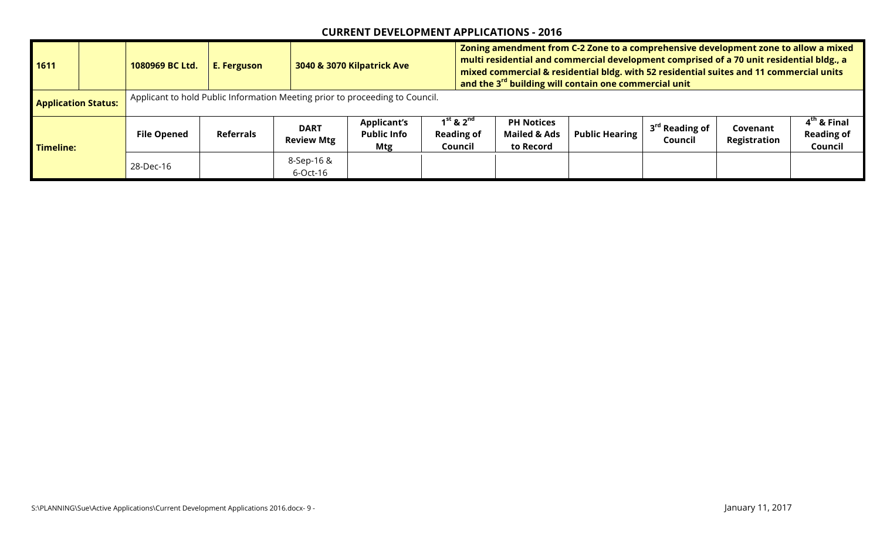## CURRENT DEVELOPMENT APPLICATIONS - 2016

| **1611** | | **1080969 BC Ltd.** | **E. Ferguson** | **3040 & 3070 Kilpatrick Ave** | | **Zoning amendment from C-2 Zone to a comprehensive development zone to allow a mixed multi residential and commercial development comprised of a 70 unit residential bldg., a mixed commercial & residential bldg. with 52 residential suites and 11 commercial units and the 3rd building will contain one commercial unit** | | | | |
|---|---|---|---|---|---|---|---|---|---|---|
| **Application Status:** | | Applicant to hold Public Information Meeting prior to proceeding to Council. | | | | | | | | |
| **Timeline:** | | **File Opened** | **Referrals** | **DART Review Mtg** | **Applicant's Public Info Mtg** | **1st & 2nd Reading of Council** | **PH Notices Mailed & Ads to Record** | **Public Hearing** | **3rd Reading of Council** | **Covenant Registration** | **4th & Final Reading of Council** |
| | | 28-Dec-16 | | 8-Sep-16 & 6-Oct-16 | | | | | | | |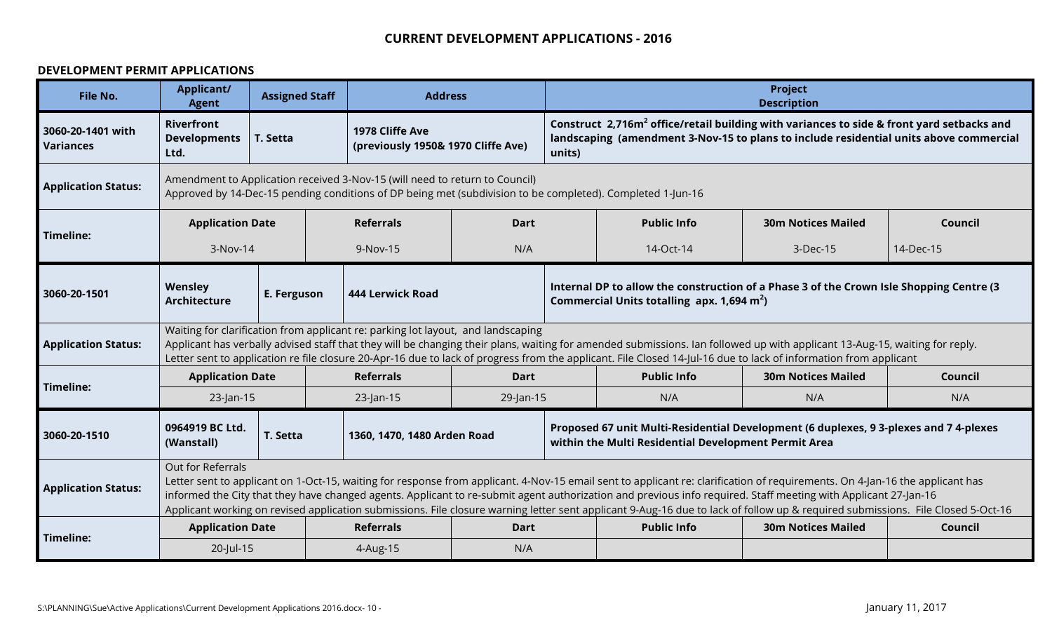## CURRENT DEVELOPMENT APPLICATIONS - 2016

### DEVELOPMENT PERMIT APPLICATIONS

| File No. | Applicant/ Agent | Assigned Staff | Address | | Project Description | | |
|---|---|---|---|---|---|---|---|
| **3060-20-1401 with Variances** | **Riverfront Developments Ltd.** | **T. Setta** | **1978 Cliffe Ave (previously 1950& 1970 Cliffe Ave)** | | **Construct 2,716m$^2$ office/retail building with variances to side & front yard setbacks and landscaping (amendment 3-Nov-15 to plans to include residential units above commercial units)** | | |
| **Application Status:** | Amendment to Application received 3-Nov-15 (will need to return to Council)<br>Approved by 14-Dec-15 pending conditions of DP being met (subdivision to be completed). Completed 1-Jun-16 | | | | | | |
| **Timeline:** | **Application Date** | **Referrals** | **Dart** | | **Public Info** | **30m Notices Mailed** | **Council** |
| | 3-Nov-14 | 9-Nov-15 | N/A | | 14-Oct-14 | 3-Dec-15 | 14-Dec-15 |
| **3060-20-1501** | **Wensley Architecture** | **E. Ferguson** | **444 Lerwick Road** | | **Internal DP to allow the construction of a Phase 3 of the Crown Isle Shopping Centre (3 Commercial Units totalling apx. 1,694 m$^2$)** | | |
| **Application Status:** | Waiting for clarification from applicant re: parking lot layout, and landscaping<br>Applicant has verbally advised staff that they will be changing their plans, waiting for amended submissions. Ian followed up with applicant 13-Aug-15, waiting for reply.<br>Letter sent to application re file closure 20-Apr-16 due to lack of progress from the applicant. File Closed 14-Jul-16 due to lack of information from applicant | | | | | | |
| **Timeline:** | **Application Date** | **Referrals** | **Dart** | | **Public Info** | **30m Notices Mailed** | **Council** |
| | 23-Jan-15 | 23-Jan-15 | 29-Jan-15 | | N/A | N/A | N/A |
| **3060-20-1510** | **0964919 BC Ltd. (Wanstall)** | **T. Setta** | **1360, 1470, 1480 Arden Road** | | **Proposed 67 unit Multi-Residential Development (6 duplexes, 9 3-plexes and 7 4-plexes within the Multi Residential Development Permit Area** | | |
| **Application Status:** | Out for Referrals<br>Letter sent to applicant on 1-Oct-15, waiting for response from applicant. 4-Nov-15 email sent to applicant re: clarification of requirements. On 4-Jan-16 the applicant has informed the City that they have changed agents. Applicant to re-submit agent authorization and previous info required. Staff meeting with Applicant 27-Jan-16<br>Applicant working on revised application submissions. File closure warning letter sent applicant 9-Aug-16 due to lack of follow up & required submissions. File Closed 5-Oct-16 | | | | | | |
| **Timeline:** | **Application Date** | **Referrals** | **Dart** | | **Public Info** | **30m Notices Mailed** | **Council** |
| | 20-Jul-15 | 4-Aug-15 | N/A | | | | |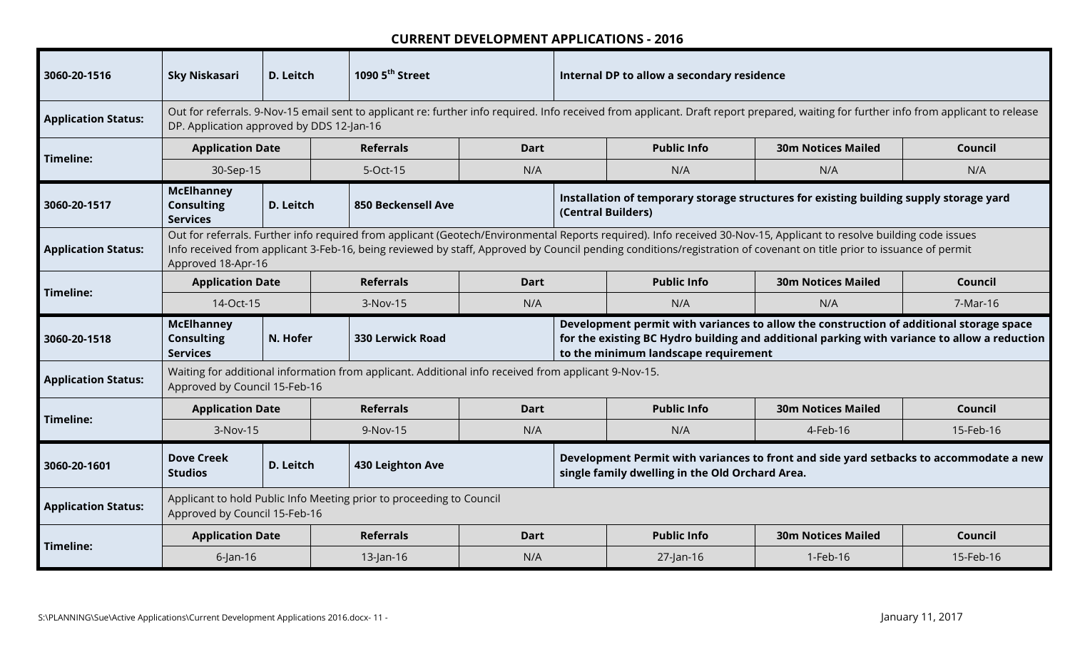## CURRENT DEVELOPMENT APPLICATIONS - 2016

| 3060-20-1516 | Sky Niskasari | D. Leitch | 1090 5th Street | Internal DP to allow a secondary residence | |
|---|---|---|---|---|---|
| **Application Status:** | Out for referrals. 9-Nov-15 email sent to applicant re: further info required. Info received from applicant. Draft report prepared, waiting for further info from applicant to release DP. Application approved by DDS 12-Jan-16 | | | | |
| **Timeline:** | **Application Date** | **Referrals** | **Dart** | **Public Info** | **30m Notices Mailed** | **Council** |
| | 30-Sep-15 | 5-Oct-15 | N/A | N/A | N/A | N/A |

| 3060-20-1517 | McElhanney Consulting Services | D. Leitch | 850 Beckensell Ave | Installation of temporary storage structures for existing building supply storage yard (Central Builders) | |
|---|---|---|---|---|---|
| **Application Status:** | Out for referrals. Further info required from applicant (Geotech/Environmental Reports required). Info received 30-Nov-15, Applicant to resolve building code issues<br>Info received from applicant 3-Feb-16, being reviewed by staff, Approved by Council pending conditions/registration of covenant on title prior to issuance of permit<br>Approved 18-Apr-16 | | | | |
| **Timeline:** | **Application Date** | **Referrals** | **Dart** | **Public Info** | **30m Notices Mailed** | **Council** |
| | 14-Oct-15 | 3-Nov-15 | N/A | N/A | N/A | 7-Mar-16 |

| 3060-20-1518 | McElhanney Consulting Services | N. Hofer | 330 Lerwick Road | Development permit with variances to allow the construction of additional storage space for the existing BC Hydro building and additional parking with variance to allow a reduction to the minimum landscape requirement | |
|---|---|---|---|---|---|
| **Application Status:** | Waiting for additional information from applicant. Additional info received from applicant 9-Nov-15.<br>Approved by Council 15-Feb-16 | | | | |
| **Timeline:** | **Application Date** | **Referrals** | **Dart** | **Public Info** | **30m Notices Mailed** | **Council** |
| | 3-Nov-15 | 9-Nov-15 | N/A | N/A | 4-Feb-16 | 15-Feb-16 |

| 3060-20-1601 | Dove Creek Studios | D. Leitch | 430 Leighton Ave | Development Permit with variances to front and side yard setbacks to accommodate a new single family dwelling in the Old Orchard Area. | |
|---|---|---|---|---|---|
| **Application Status:** | Applicant to hold Public Info Meeting prior to proceeding to Council<br>Approved by Council 15-Feb-16 | | | | |
| **Timeline:** | **Application Date** | **Referrals** | **Dart** | **Public Info** | **30m Notices Mailed** | **Council** |
| | 6-Jan-16 | 13-Jan-16 | N/A | 27-Jan-16 | 1-Feb-16 | 15-Feb-16 |

S:\PLANNING\Sue\Active Applications\Current Development Applications 2016.docx

January 11, 2017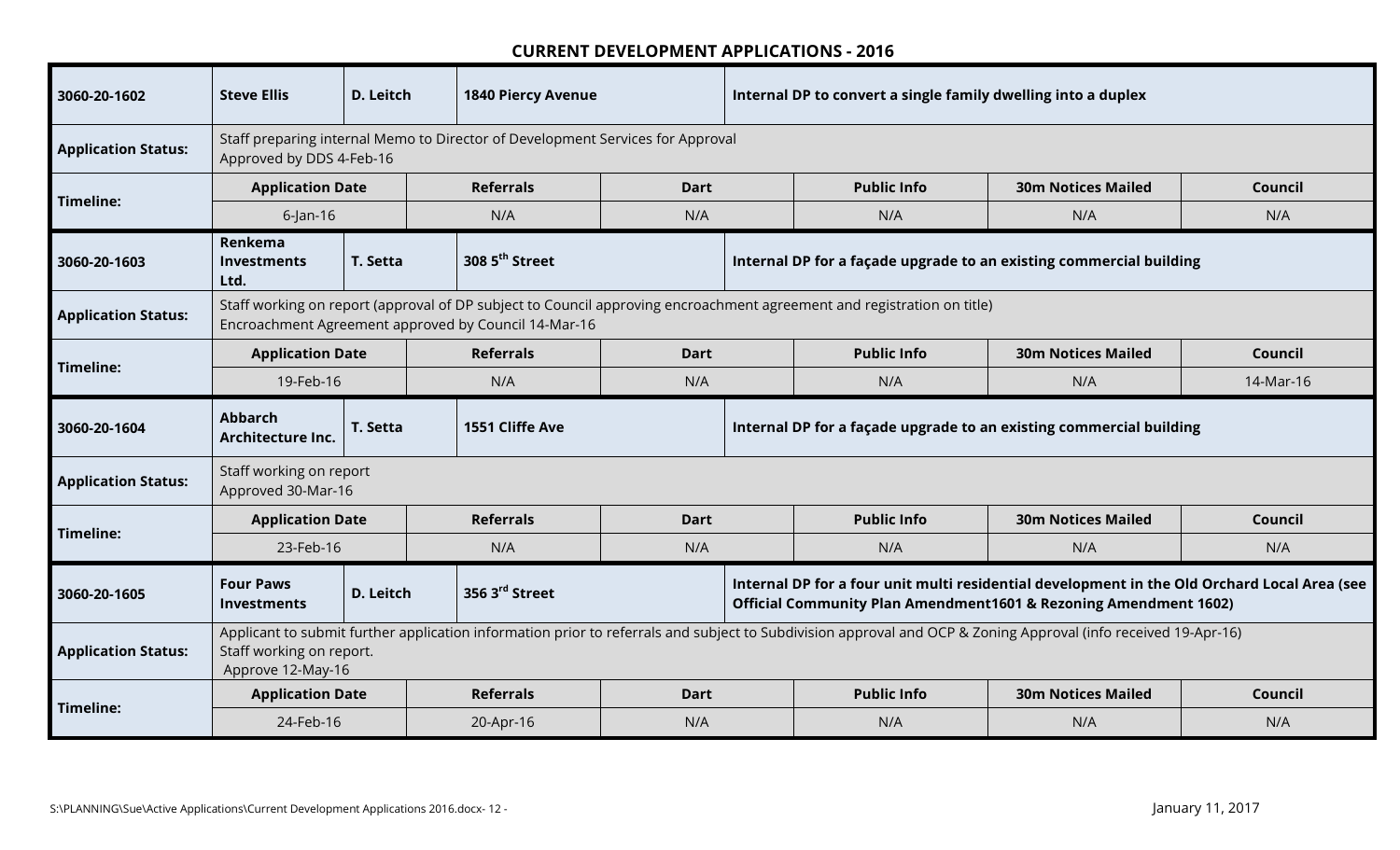## CURRENT DEVELOPMENT APPLICATIONS - 2016

| **3060-20-1602** | **Steve Ellis** | **D. Leitch** | **1840 Piercy Avenue** | **Internal DP to convert a single family dwelling into a duplex** | | |
|---|---|---|---|---|---|---|
| **Application Status:** | Staff preparing internal Memo to Director of Development Services for Approval<br>Approved by DDS 4-Feb-16 | | | | | |
| **Timeline:** | **Application Date** | **Referrals** | **Dart** | **Public Info** | **30m Notices Mailed** | **Council** |
| | 6-Jan-16 | N/A | N/A | N/A | N/A | N/A |
| **3060-20-1603** | **Renkema Investments Ltd.** | **T. Setta** | **308 5th Street** | **Internal DP for a façade upgrade to an existing commercial building** | | |
| **Application Status:** | Staff working on report (approval of DP subject to Council approving encroachment agreement and registration on title)<br>Encroachment Agreement approved by Council 14-Mar-16 | | | | | |
| **Timeline:** | **Application Date** | **Referrals** | **Dart** | **Public Info** | **30m Notices Mailed** | **Council** |
| | 19-Feb-16 | N/A | N/A | N/A | N/A | 14-Mar-16 |
| **3060-20-1604** | **Abbarch Architecture Inc.** | **T. Setta** | **1551 Cliffe Ave** | **Internal DP for a façade upgrade to an existing commercial building** | | |
| **Application Status:** | Staff working on report<br>Approved 30-Mar-16 | | | | | |
| **Timeline:** | **Application Date** | **Referrals** | **Dart** | **Public Info** | **30m Notices Mailed** | **Council** |
| | 23-Feb-16 | N/A | N/A | N/A | N/A | N/A |
| **3060-20-1605** | **Four Paws Investments** | **D. Leitch** | **356 3rd Street** | **Internal DP for a four unit multi residential development in the Old Orchard Local Area (see Official Community Plan Amendment1601 & Rezoning Amendment 1602)** | | |
| **Application Status:** | Applicant to submit further application information prior to referrals and subject to Subdivision approval and OCP & Zoning Approval (info received 19-Apr-16)<br>Staff working on report.<br>Approve 12-May-16 | | | | | |
| **Timeline:** | **Application Date** | **Referrals** | **Dart** | **Public Info** | **30m Notices Mailed** | **Council** |
| | 24-Feb-16 | 20-Apr-16 | N/A | N/A | N/A | N/A |

S:\PLANNING\Sue\Active Applications\Current Development Applications 2016.docx

January 11, 2017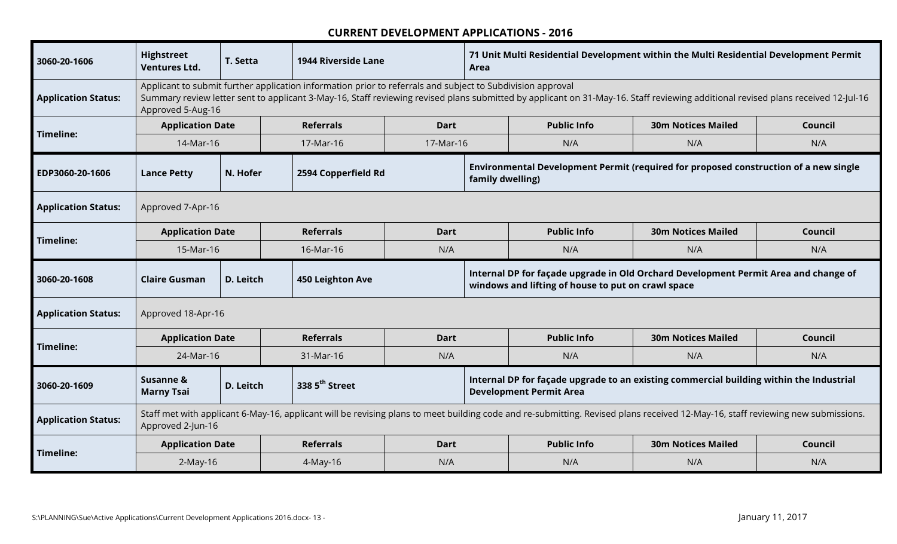**CURRENT DEVELOPMENT APPLICATIONS - 2016**

| **3060-20-1606** | **Highstreet Ventures Ltd.** | **T. Setta** | **1944 Riverside Lane** | | **71 Unit Multi Residential Development within the Multi Residential Development Permit Area** | | |
|---|---|---|---|---|---|---|---|
| **Application Status:** | Applicant to submit further application information prior to referrals and subject to Subdivision approval<br>Summary review letter sent to applicant 3-May-16, Staff reviewing revised plans submitted by applicant on 31-May-16. Staff reviewing additional revised plans received 12-Jul-16<br>Approved 5-Aug-16 | | | | | | |
| **Timeline:** | **Application Date** | | **Referrals** | **Dart** | **Public Info** | **30m Notices Mailed** | **Council** |
| | 14-Mar-16 | | 17-Mar-16 | 17-Mar-16 | N/A | N/A | N/A |
| **EDP3060-20-1606** | **Lance Petty** | **N. Hofer** | **2594 Copperfield Rd** | | **Environmental Development Permit (required for proposed construction of a new single family dwelling)** | | |
| **Application Status:** | Approved 7-Apr-16 | | | | | | |
| **Timeline:** | **Application Date** | | **Referrals** | **Dart** | **Public Info** | **30m Notices Mailed** | **Council** |
| | 15-Mar-16 | | 16-Mar-16 | N/A | N/A | N/A | N/A |
| **3060-20-1608** | **Claire Gusman** | **D. Leitch** | **450 Leighton Ave** | | **Internal DP for façade upgrade in Old Orchard Development Permit Area and change of windows and lifting of house to put on crawl space** | | |
| **Application Status:** | Approved 18-Apr-16 | | | | | | |
| **Timeline:** | **Application Date** | | **Referrals** | **Dart** | **Public Info** | **30m Notices Mailed** | **Council** |
| | 24-Mar-16 | | 31-Mar-16 | N/A | N/A | N/A | N/A |
| **3060-20-1609** | **Susanne & Marny Tsai** | **D. Leitch** | **338 5th Street** | | **Internal DP for façade upgrade to an existing commercial building within the Industrial Development Permit Area** | | |
| **Application Status:** | Staff met with applicant 6-May-16, applicant will be revising plans to meet building code and re-submitting. Revised plans received 12-May-16, staff reviewing new submissions.<br>Approved 2-Jun-16 | | | | | | |
| **Timeline:** | **Application Date** | | **Referrals** | **Dart** | **Public Info** | **30m Notices Mailed** | **Council** |
| | 2-May-16 | | 4-May-16 | N/A | N/A | N/A | N/A |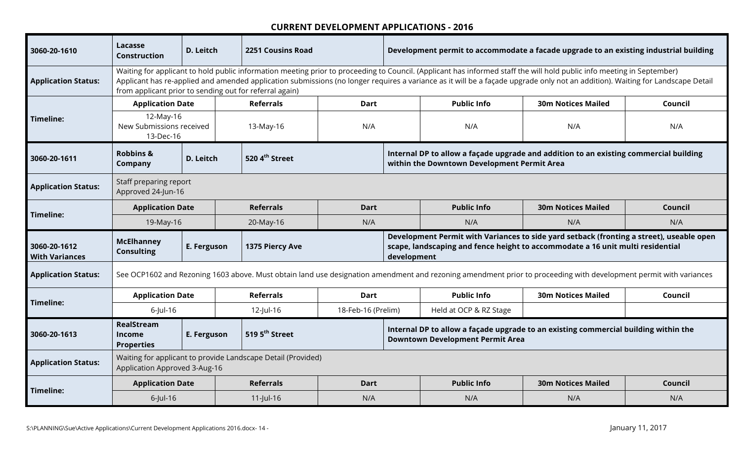# CURRENT DEVELOPMENT APPLICATIONS - 2016

| **3060-20-1610** | **Lacasse Construction** | **D. Leitch** | **2251 Cousins Road** | **Development permit to accommodate a facade upgrade to an existing industrial building** | | | |
|---|---|---|---|---|---|---|---|
| **Application Status:** | Waiting for applicant to hold public information meeting prior to proceeding to Council. (Applicant has informed staff the will hold public info meeting in September) Applicant has re-applied and amended application submissions (no longer requires a variance as it will be a façade upgrade only not an addition). Waiting for Landscape Detail from applicant prior to sending out for referral again) | | | | | | |
| **Timeline:** | **Application Date** | | **Referrals** | **Dart** | **Public Info** | **30m Notices Mailed** | **Council** |
| | 12-May-16 New Submissions received 13-Dec-16 | | 13-May-16 | N/A | N/A | N/A | N/A |

| **3060-20-1611** | **Robbins & Company** | **D. Leitch** | **520 4th Street** | **Internal DP to allow a façade upgrade and addition to an existing commercial building within the Downtown Development Permit Area** | | | |
|---|---|---|---|---|---|---|---|
| **Application Status:** | Staff preparing report Approved 24-Jun-16 | | | | | | |
| **Timeline:** | **Application Date** | | **Referrals** | **Dart** | **Public Info** | **30m Notices Mailed** | **Council** |
| | 19-May-16 | | 20-May-16 | N/A | N/A | N/A | N/A |

| **3060-20-1612 With Variances** | **McElhanney Consulting** | **E. Ferguson** | **1375 Piercy Ave** | **Development Permit with Variances to side yard setback (fronting a street), useable open scape, landscaping and fence height to accommodate a 16 unit multi residential development** | | | |
|---|---|---|---|---|---|---|---|
| **Application Status:** | See OCP1602 and Rezoning 1603 above. Must obtain land use designation amendment and rezoning amendment prior to proceeding with development permit with variances | | | | | | |
| **Timeline:** | **Application Date** | | **Referrals** | **Dart** | **Public Info** | **30m Notices Mailed** | **Council** |
| | 6-Jul-16 | | 12-Jul-16 | 18-Feb-16 (Prelim) | Held at OCP & RZ Stage | | |

| **3060-20-1613** | **RealStream Income Properties** | **E. Ferguson** | **519 5th Street** | **Internal DP to allow a façade upgrade to an existing commercial building within the Downtown Development Permit Area** | | | |
|---|---|---|---|---|---|---|---|
| **Application Status:** | Waiting for applicant to provide Landscape Detail (Provided) Application Approved 3-Aug-16 | | | | | | |
| **Timeline:** | **Application Date** | | **Referrals** | **Dart** | **Public Info** | **30m Notices Mailed** | **Council** |
| | 6-Jul-16 | | 11-Jul-16 | N/A | N/A | N/A | N/A |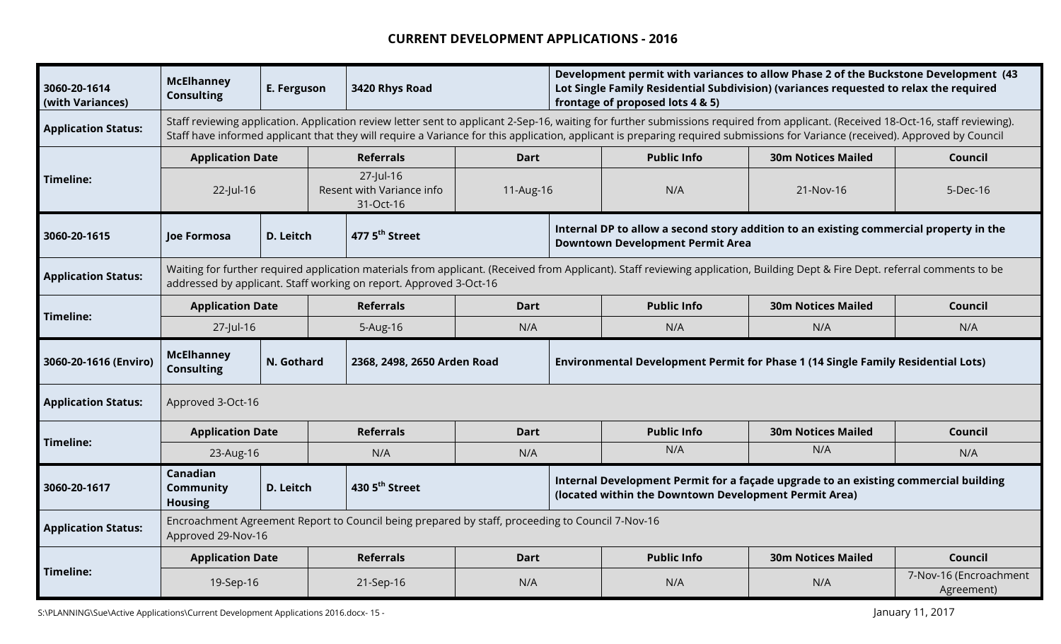## CURRENT DEVELOPMENT APPLICATIONS - 2016

| **3060-20-1614 (with Variances)** | **McElhanney Consulting** | **E. Ferguson** | **3420 Rhys Road** | **Development permit with variances to allow Phase 2 of the Buckstone Development (43 Lot Single Family Residential Subdivision) (variances requested to relax the required frontage of proposed lots 4 & 5)** | | | |
|---|---|---|---|---|---|---|---|
| **Application Status:** | Staff reviewing application. Application review letter sent to applicant 2-Sep-16, waiting for further submissions required from applicant. (Received 18-Oct-16, staff reviewing). Staff have informed applicant that they will require a Variance for this application, applicant is preparing required submissions for Variance (received). Approved by Council | | | | | | |
| **Timeline:** | **Application Date** | **Referrals** | **Dart** | **Public Info** | **30m Notices Mailed** | **Council** | |
| | 22-Jul-16 | 27-Jul-16 Resent with Variance info 31-Oct-16 | 11-Aug-16 | N/A | 21-Nov-16 | 5-Dec-16 | |
| **3060-20-1615** | **Joe Formosa** | **D. Leitch** | **477 5th Street** | **Internal DP to allow a second story addition to an existing commercial property in the Downtown Development Permit Area** | | | |
| **Application Status:** | Waiting for further required application materials from applicant. (Received from Applicant). Staff reviewing application, Building Dept & Fire Dept. referral comments to be addressed by applicant. Staff working on report. Approved 3-Oct-16 | | | | | | |
| **Timeline:** | **Application Date** | **Referrals** | **Dart** | **Public Info** | **30m Notices Mailed** | **Council** | |
| | 27-Jul-16 | 5-Aug-16 | N/A | N/A | N/A | N/A | |
| **3060-20-1616 (Enviro)** | **McElhanney Consulting** | **N. Gothard** | **2368, 2498, 2650 Arden Road** | **Environmental Development Permit for Phase 1 (14 Single Family Residential Lots)** | | | |
| **Application Status:** | Approved 3-Oct-16 | | | | | | |
| **Timeline:** | **Application Date** | **Referrals** | **Dart** | **Public Info** | **30m Notices Mailed** | **Council** | |
| | 23-Aug-16 | N/A | N/A | N/A | N/A | N/A | |
| **3060-20-1617** | **Canadian Community Housing** | **D. Leitch** | **430 5th Street** | **Internal Development Permit for a façade upgrade to an existing commercial building (located within the Downtown Development Permit Area)** | | | |
| **Application Status:** | Encroachment Agreement Report to Council being prepared by staff, proceeding to Council 7-Nov-16 Approved 29-Nov-16 | | | | | | |
| **Timeline:** | **Application Date** | **Referrals** | **Dart** | **Public Info** | **30m Notices Mailed** | **Council** | |
| | 19-Sep-16 | 21-Sep-16 | N/A | N/A | N/A | 7-Nov-16 (Encroachment Agreement) | |

S:\PLANNING\Sue\Active Applications\Current Development Applications 2016.docx

January 11, 2017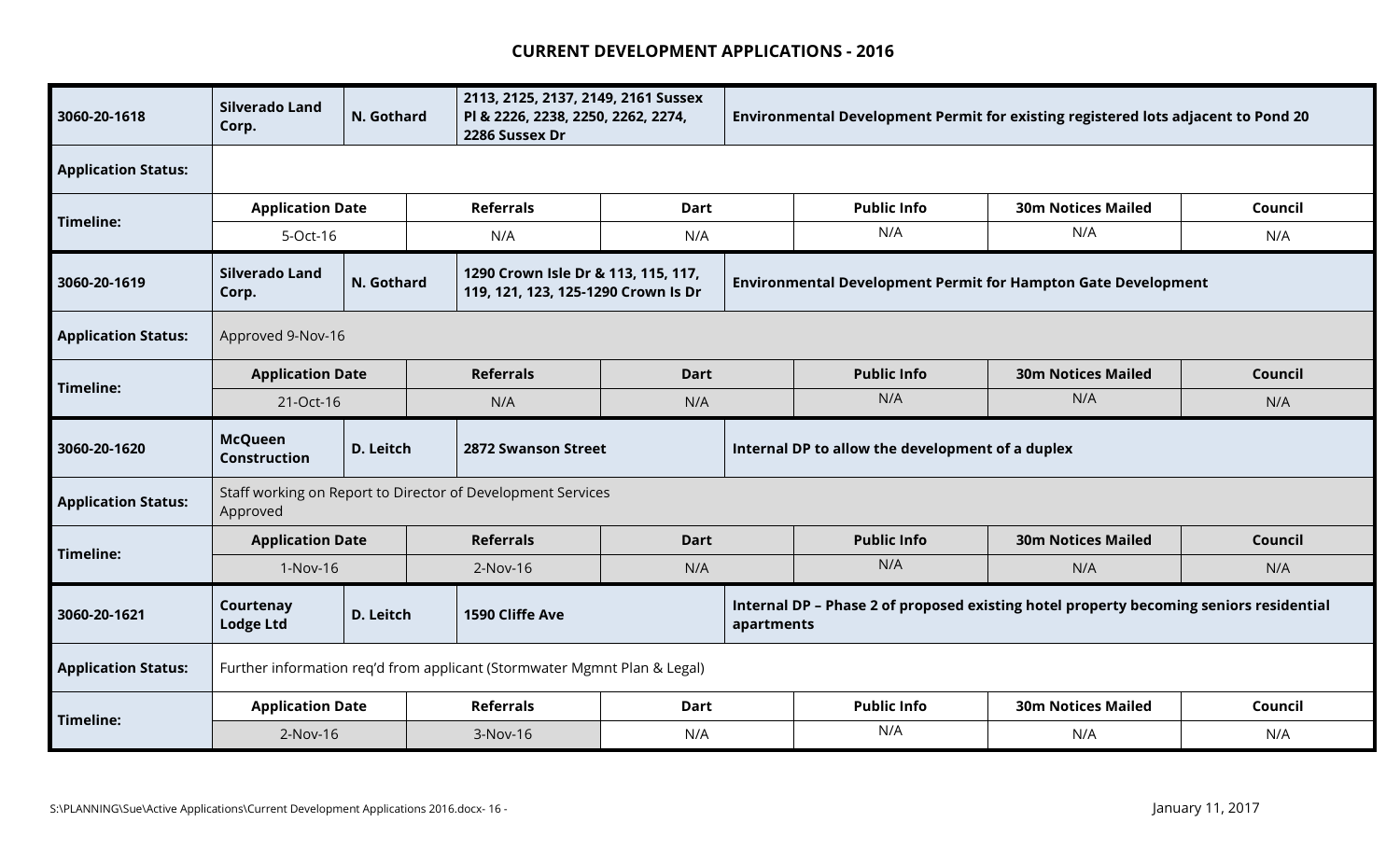**CURRENT DEVELOPMENT APPLICATIONS - 2016**

| **3060-20-1618** | **Silverado Land Corp.** | **N. Gothard** | **2113, 2125, 2137, 2149, 2161 Sussex Pl & 2226, 2238, 2250, 2262, 2274, 2286 Sussex Dr** | **Environmental Development Permit for existing registered lots adjacent to Pond 20** | | |
|---|---|---|---|---|---|---|
| **Application Status:** | | | | | | |
| **Timeline:** | **Application Date** | **Referrals** | **Dart** | **Public Info** | **30m Notices Mailed** | **Council** |
| | 5-Oct-16 | N/A | N/A | N/A | N/A | N/A |
| **3060-20-1619** | **Silverado Land Corp.** | **N. Gothard** | **1290 Crown Isle Dr & 113, 115, 117, 119, 121, 123, 125-1290 Crown Is Dr** | **Environmental Development Permit for Hampton Gate Development** | | |
| **Application Status:** | Approved 9-Nov-16 | | | | | |
| **Timeline:** | **Application Date** | **Referrals** | **Dart** | **Public Info** | **30m Notices Mailed** | **Council** |
| | 21-Oct-16 | N/A | N/A | N/A | N/A | N/A |
| **3060-20-1620** | **McQueen Construction** | **D. Leitch** | **2872 Swanson Street** | **Internal DP to allow the development of a duplex** | | |
| **Application Status:** | Staff working on Report to Director of Development Services<br>Approved | | | | | |
| **Timeline:** | **Application Date** | **Referrals** | **Dart** | **Public Info** | **30m Notices Mailed** | **Council** |
| | 1-Nov-16 | 2-Nov-16 | N/A | N/A | N/A | N/A |
| **3060-20-1621** | **Courtenay Lodge Ltd** | **D. Leitch** | **1590 Cliffe Ave** | **Internal DP – Phase 2 of proposed existing hotel property becoming seniors residential apartments** | | |
| **Application Status:** | Further information req'd from applicant (Stormwater Mgmnt Plan & Legal) | | | | | |
| **Timeline:** | **Application Date** | **Referrals** | **Dart** | **Public Info** | **30m Notices Mailed** | **Council** |
| | 2-Nov-16 | 3-Nov-16 | N/A | N/A | N/A | N/A |

S:\PLANNING\Sue\Active Applications\Current Development Applications 2016.docx

January 11, 2017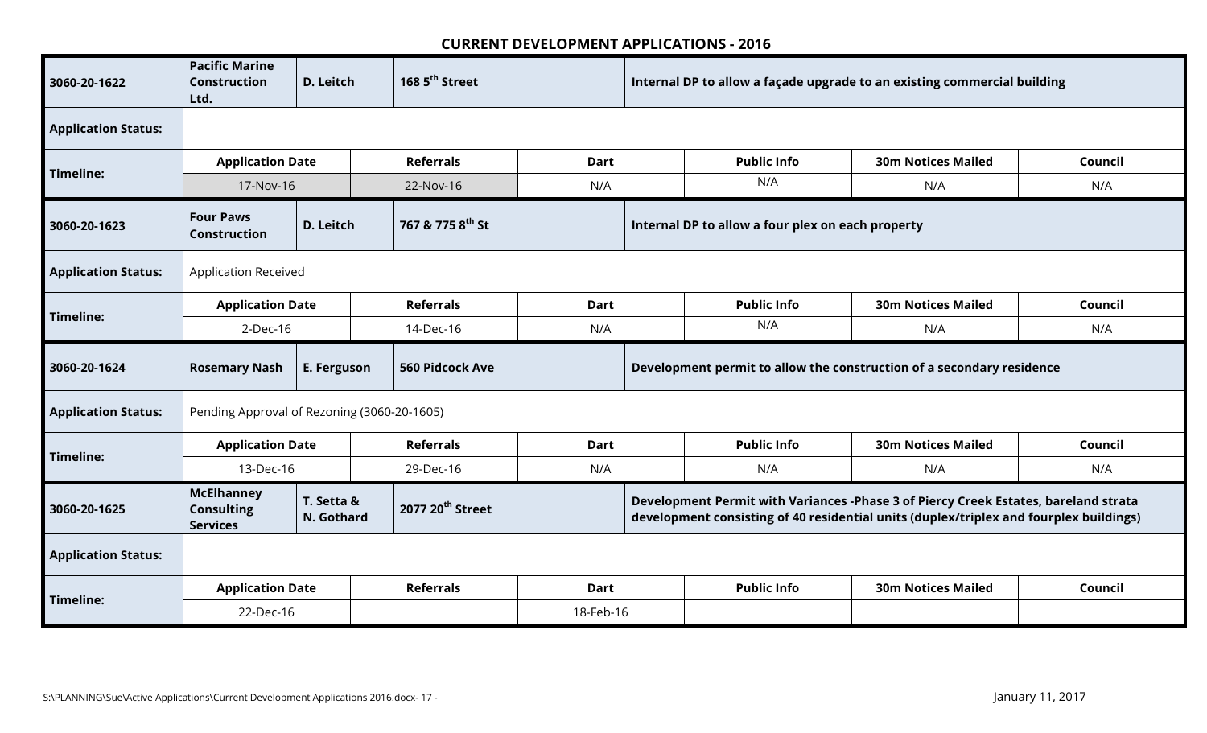## CURRENT DEVELOPMENT APPLICATIONS - 2016

| **3060-20-1622** | **Pacific Marine Construction Ltd.** | **D. Leitch** | **168 5th Street** | | **Internal DP to allow a façade upgrade to an existing commercial building** | | |
|---|---|---|---|---|---|---|---|
| **Application Status:** | | | | | | | |
| **Timeline:** | **Application Date** | | **Referrals** | **Dart** | **Public Info** | **30m Notices Mailed** | **Council** |
| | 17-Nov-16 | | 22-Nov-16 | N/A | N/A | N/A | N/A |

| **3060-20-1623** | **Four Paws Construction** | **D. Leitch** | **767 & 775 8th St** | | **Internal DP to allow a four plex on each property** | | |
|---|---|---|---|---|---|---|---|
| **Application Status:** | Application Received | | | | | | |
| **Timeline:** | **Application Date** | | **Referrals** | **Dart** | **Public Info** | **30m Notices Mailed** | **Council** |
| | 2-Dec-16 | | 14-Dec-16 | N/A | N/A | N/A | N/A |

| **3060-20-1624** | **Rosemary Nash** | **E. Ferguson** | **560 Pidcock Ave** | | **Development permit to allow the construction of a secondary residence** | | |
|---|---|---|---|---|---|---|---|
| **Application Status:** | Pending Approval of Rezoning (3060-20-1605) | | | | | | |
| **Timeline:** | **Application Date** | | **Referrals** | **Dart** | **Public Info** | **30m Notices Mailed** | **Council** |
| | 13-Dec-16 | | 29-Dec-16 | N/A | N/A | N/A | N/A |

| **3060-20-1625** | **McElhanney Consulting Services** | **T. Setta & N. Gothard** | **2077 20th Street** | | **Development Permit with Variances -Phase 3 of Piercy Creek Estates, bareland strata development consisting of 40 residential units (duplex/triplex and fourplex buildings)** | | |
|---|---|---|---|---|---|---|---|
| **Application Status:** | | | | | | | |
| **Timeline:** | **Application Date** | | **Referrals** | **Dart** | **Public Info** | **30m Notices Mailed** | **Council** |
| | 22-Dec-16 | | | 18-Feb-16 | | | |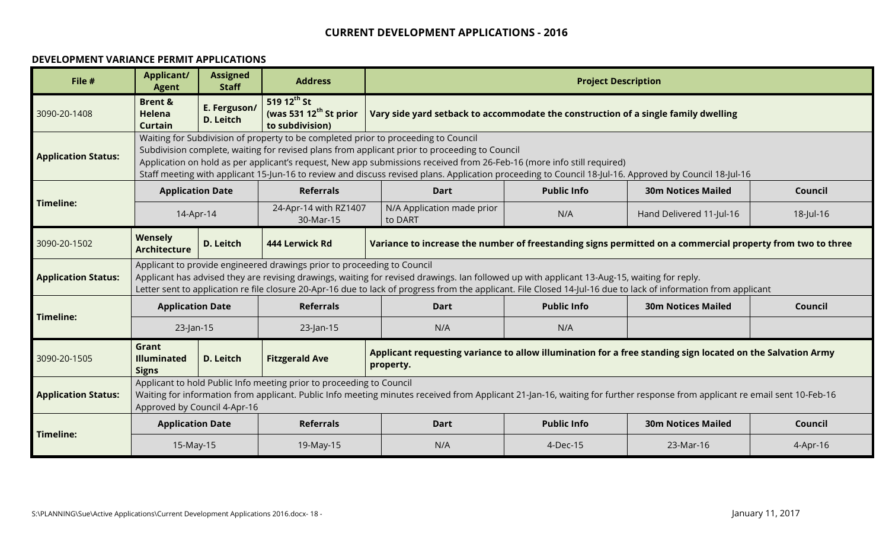# CURRENT DEVELOPMENT APPLICATIONS - 2016

## DEVELOPMENT VARIANCE PERMIT APPLICATIONS

| File # | Applicant/ Agent | Assigned Staff | Address | Project Description | | | | |
|---|---|---|---|---|---|---|---|---|
| 3090-20-1408 | **Brent & Helena Curtain** | **E. Ferguson/ D. Leitch** | **519 12th St (was 531 12th St prior to subdivision)** | **Vary side yard setback to accommodate the construction of a single family dwelling** | | | | |
| **Application Status:** | Waiting for Subdivision of property to be completed prior to proceeding to Council<br>Subdivision complete, waiting for revised plans from applicant prior to proceeding to Council<br>Application on hold as per applicant's request, New app submissions received from 26-Feb-16 (more info still required)<br>Staff meeting with applicant 15-Jun-16 to review and discuss revised plans. Application proceeding to Council 18-Jul-16. Approved by Council 18-Jul-16 | | | | | | | |
| **Timeline:** | **Application Date** | | **Referrals** | **Dart** | **Public Info** | **30m Notices Mailed** | **Council** | |
| | 14-Apr-14 | | 24-Apr-14 with RZ1407 30-Mar-15 | N/A Application made prior to DART | N/A | Hand Delivered 11-Jul-16 | 18-Jul-16 | |
| 3090-20-1502 | **Wensely Architecture** | **D. Leitch** | **444 Lerwick Rd** | **Variance to increase the number of freestanding signs permitted on a commercial property from two to three** | | | | |
| **Application Status:** | Applicant to provide engineered drawings prior to proceeding to Council<br>Applicant has advised they are revising drawings, waiting for revised drawings. Ian followed up with applicant 13-Aug-15, waiting for reply.<br>Letter sent to application re file closure 20-Apr-16 due to lack of progress from the applicant. File Closed 14-Jul-16 due to lack of information from applicant | | | | | | | |
| **Timeline:** | **Application Date** | | **Referrals** | **Dart** | **Public Info** | **30m Notices Mailed** | **Council** | |
| | 23-Jan-15 | | 23-Jan-15 | N/A | N/A | | | |
| 3090-20-1505 | **Grant Illuminated Signs** | **D. Leitch** | **Fitzgerald Ave** | **Applicant requesting variance to allow illumination for a free standing sign located on the Salvation Army property.** | | | | |
| **Application Status:** | Applicant to hold Public Info meeting prior to proceeding to Council<br>Waiting for information from applicant. Public Info meeting minutes received from Applicant 21-Jan-16, waiting for further response from applicant re email sent 10-Feb-16<br>Approved by Council 4-Apr-16 | | | | | | | |
| **Timeline:** | **Application Date** | | **Referrals** | **Dart** | **Public Info** | **30m Notices Mailed** | **Council** | |
| | 15-May-15 | | 19-May-15 | N/A | 4-Dec-15 | 23-Mar-16 | 4-Apr-16 | |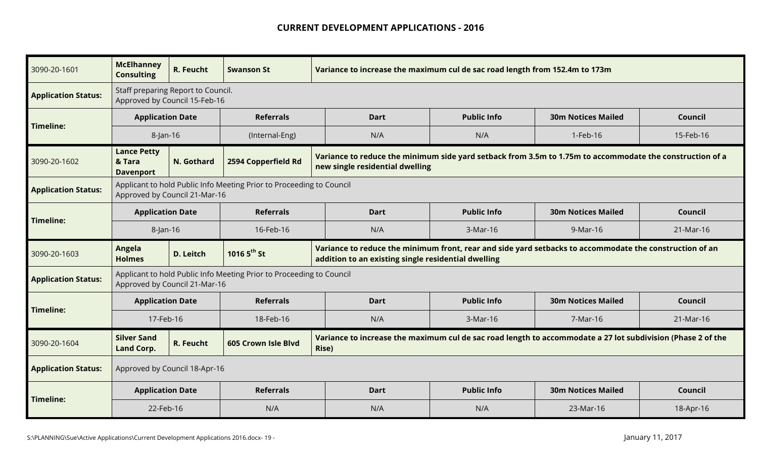# CURRENT DEVELOPMENT APPLICATIONS - 2016

| 3090-20-1601 | **McElhanney Consulting** | **R. Feucht** | **Swanson St** | **Variance to increase the maximum cul de sac road length from 152.4m to 173m** | | |
|---|---|---|---|---|---|---|
| **Application Status:** | Staff preparing Report to Council. Approved by Council 15-Feb-16 | | | | | |
| **Timeline:** | **Application Date** | **Referrals** | **Dart** | **Public Info** | **30m Notices Mailed** | **Council** |
| | 8-Jan-16 | (Internal-Eng) | N/A | N/A | 1-Feb-16 | 15-Feb-16 |
| 3090-20-1602 | **Lance Petty & Tara Davenport** | **N. Gothard** | **2594 Copperfield Rd** | **Variance to reduce the minimum side yard setback from 3.5m to 1.75m to accommodate the construction of a new single residential dwelling** | | |
| **Application Status:** | Applicant to hold Public Info Meeting Prior to Proceeding to Council. Approved by Council 21-Mar-16 | | | | | |
| **Timeline:** | **Application Date** | **Referrals** | **Dart** | **Public Info** | **30m Notices Mailed** | **Council** |
| | 8-Jan-16 | 16-Feb-16 | N/A | 3-Mar-16 | 9-Mar-16 | 21-Mar-16 |
| 3090-20-1603 | **Angela Holmes** | **D. Leitch** | **1016 5$^{th}$ St** | **Variance to reduce the minimum front, rear and side yard setbacks to accommodate the construction of an addition to an existing single residential dwelling** | | |
| **Application Status:** | Applicant to hold Public Info Meeting Prior to Proceeding to Council. Approved by Council 21-Mar-16 | | | | | |
| **Timeline:** | **Application Date** | **Referrals** | **Dart** | **Public Info** | **30m Notices Mailed** | **Council** |
| | 17-Feb-16 | 18-Feb-16 | N/A | 3-Mar-16 | 7-Mar-16 | 21-Mar-16 |
| 3090-20-1604 | **Silver Sand Land Corp.** | **R. Feucht** | **605 Crown Isle Blvd** | **Variance to increase the maximum cul de sac road length to accommodate a 27 lot subdivision (Phase 2 of the Rise)** | | |
| **Application Status:** | Approved by Council 18-Apr-16 | | | | | |
| **Timeline:** | **Application Date** | **Referrals** | **Dart** | **Public Info** | **30m Notices Mailed** | **Council** |
| | 22-Feb-16 | N/A | N/A | N/A | 23-Mar-16 | 18-Apr-16 |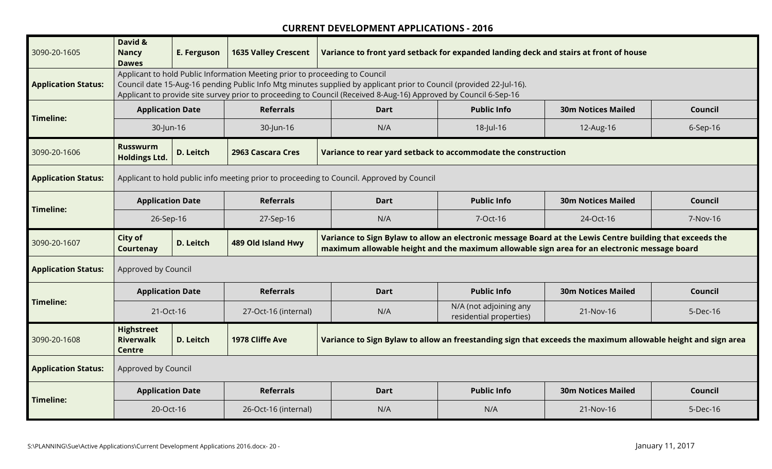## CURRENT DEVELOPMENT APPLICATIONS - 2016

| 3090-20-1605 | **David & Nancy Dawes** | **E. Ferguson** | **1635 Valley Crescent** | **Variance to front yard setback for expanded landing deck and stairs at front of house** | | |
|---|---|---|---|---|---|---|
| **Application Status:** | Applicant to hold Public Information Meeting prior to proceeding to Council<br>Council date 15-Aug-16 pending Public Info Mtg minutes supplied by applicant prior to Council (provided 22-Jul-16).<br>Applicant to provide site survey prior to proceeding to Council (Received 8-Aug-16) Approved by Council 6-Sep-16 | | | | | |
| **Timeline:** | **Application Date** | **Referrals** | **Dart** | **Public Info** | **30m Notices Mailed** | **Council** |
| | 30-Jun-16 | 30-Jun-16 | N/A | 18-Jul-16 | 12-Aug-16 | 6-Sep-16 |

| 3090-20-1606 | **Russwurm Holdings Ltd.** | **D. Leitch** | **2963 Cascara Cres** | **Variance to rear yard setback to accommodate the construction** | | |
|---|---|---|---|---|---|---|
| **Application Status:** | Applicant to hold public info meeting prior to proceeding to Council. Approved by Council | | | | | |
| **Timeline:** | **Application Date** | **Referrals** | **Dart** | **Public Info** | **30m Notices Mailed** | **Council** |
| | 26-Sep-16 | 27-Sep-16 | N/A | 7-Oct-16 | 24-Oct-16 | 7-Nov-16 |

| 3090-20-1607 | **City of Courtenay** | **D. Leitch** | **489 Old Island Hwy** | **Variance to Sign Bylaw to allow an electronic message Board at the Lewis Centre building that exceeds the maximum allowable height and the maximum allowable sign area for an electronic message board** | | |
|---|---|---|---|---|---|---|
| **Application Status:** | Approved by Council | | | | | |
| **Timeline:** | **Application Date** | **Referrals** | **Dart** | **Public Info** | **30m Notices Mailed** | **Council** |
| | 21-Oct-16 | 27-Oct-16 (internal) | N/A | N/A (not adjoining any residential properties) | 21-Nov-16 | 5-Dec-16 |

| 3090-20-1608 | **Highstreet Riverwalk Centre** | **D. Leitch** | **1978 Cliffe Ave** | **Variance to Sign Bylaw to allow an freestanding sign that exceeds the maximum allowable height and sign area** | | |
|---|---|---|---|---|---|---|
| **Application Status:** | Approved by Council | | | | | |
| **Timeline:** | **Application Date** | **Referrals** | **Dart** | **Public Info** | **30m Notices Mailed** | **Council** |
| | 20-Oct-16 | 26-Oct-16 (internal) | N/A | N/A | 21-Nov-16 | 5-Dec-16 |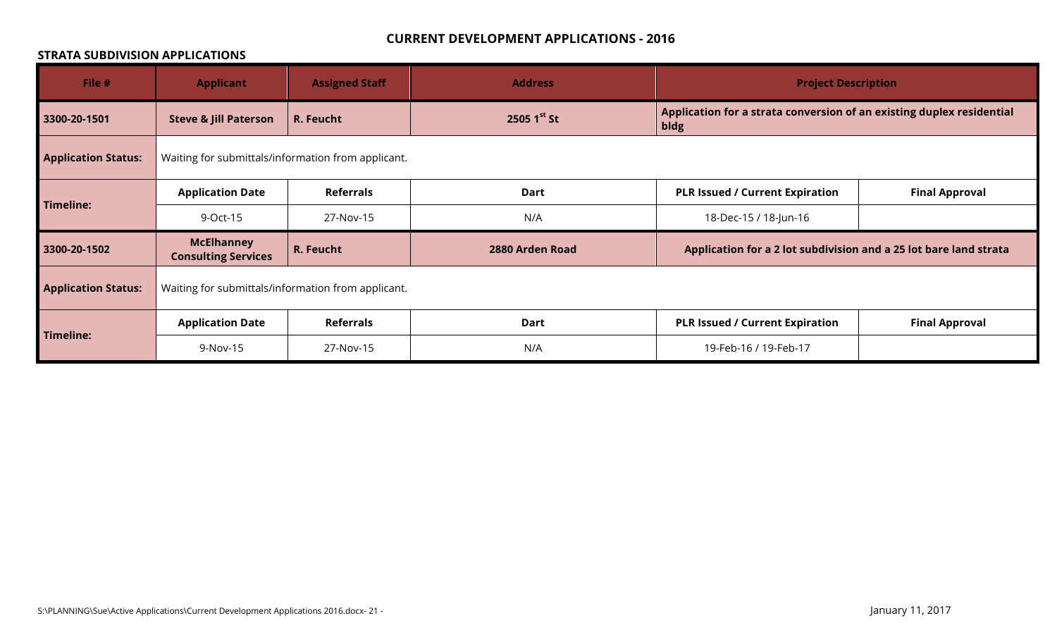# CURRENT DEVELOPMENT APPLICATIONS - 2016

## STRATA SUBDIVISION APPLICATIONS

| File # | Applicant | Assigned Staff | Address | Project Description | |
|---|---|---|---|---|---|
| **3300-20-1501** | **Steve & Jill Paterson** | **R. Feucht** | **2505 1$^{st}$ St** | **Application for a strata conversion of an existing duplex residential bldg** | |
| **Application Status:** | Waiting for submittals/information from applicant. | | | | |
| **Timeline:** | **Application Date** | **Referrals** | **Dart** | **PLR Issued / Current Expiration** | **Final Approval** |
| | 9-Oct-15 | 27-Nov-15 | N/A | 18-Dec-15 / 18-Jun-16 | |
| **3300-20-1502** | **McElhanney Consulting Services** | **R. Feucht** | **2880 Arden Road** | **Application for a 2 lot subdivision and a 25 lot bare land strata** | |
| **Application Status:** | Waiting for submittals/information from applicant. | | | | |
| **Timeline:** | **Application Date** | **Referrals** | **Dart** | **PLR Issued / Current Expiration** | **Final Approval** |
| | 9-Nov-15 | 27-Nov-15 | N/A | 19-Feb-16 / 19-Feb-17 | |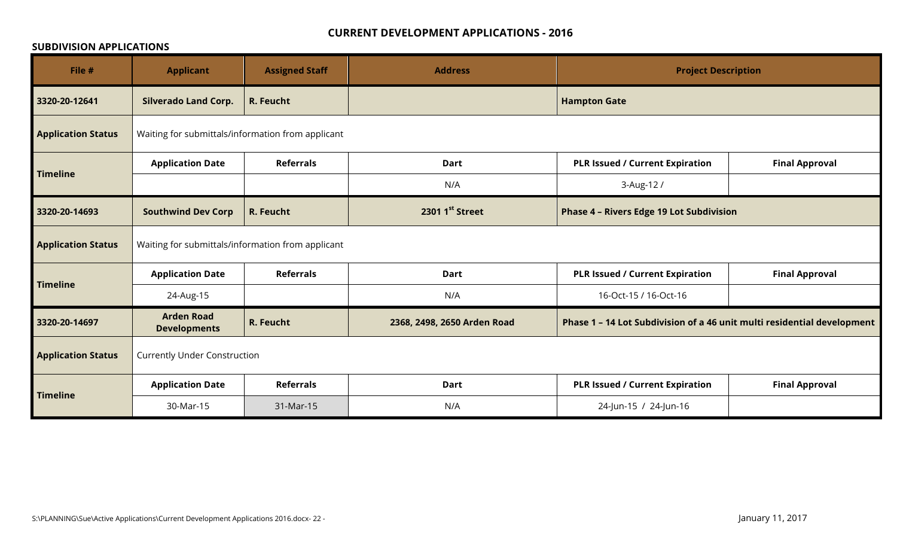# CURRENT DEVELOPMENT APPLICATIONS - 2016

## SUBDIVISION APPLICATIONS

| File # | Applicant | Assigned Staff | Address | Project Description | |
|---|---|---|---|---|---|
| **3320-20-12641** | **Silverado Land Corp.** | **R. Feucht** | | **Hampton Gate** | |
| **Application Status** | Waiting for submittals/information from applicant | | | | |
| **Timeline** | **Application Date** | **Referrals** | **Dart** | **PLR Issued / Current Expiration** | **Final Approval** |
| | | | N/A | 3-Aug-12 / | |
| **3320-20-14693** | **Southwind Dev Corp** | **R. Feucht** | **2301 1st Street** | **Phase 4 – Rivers Edge 19 Lot Subdivision** | |
| **Application Status** | Waiting for submittals/information from applicant | | | | |
| **Timeline** | **Application Date** | **Referrals** | **Dart** | **PLR Issued / Current Expiration** | **Final Approval** |
| | 24-Aug-15 | | N/A | 16-Oct-15 / 16-Oct-16 | |
| **3320-20-14697** | **Arden Road Developments** | **R. Feucht** | **2368, 2498, 2650 Arden Road** | **Phase 1 – 14 Lot Subdivision of a 46 unit multi residential development** | |
| **Application Status** | Currently Under Construction | | | | |
| **Timeline** | **Application Date** | **Referrals** | **Dart** | **PLR Issued / Current Expiration** | **Final Approval** |
| | 30-Mar-15 | 31-Mar-15 | N/A | 24-Jun-15 / 24-Jun-16 | |

S:\PLANNING\Sue\Active Applications\Current Development Applications 2016.docx

January 11, 2017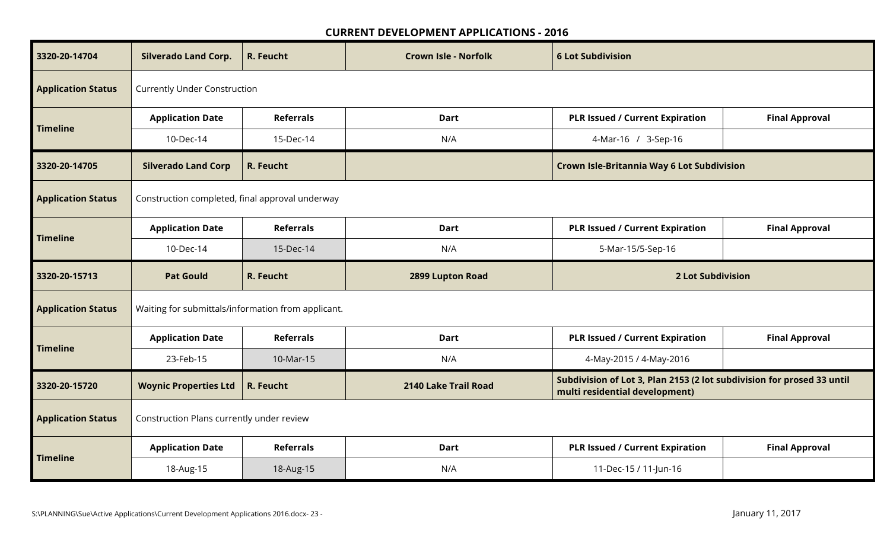## CURRENT DEVELOPMENT APPLICATIONS - 2016

| 3320-20-14704 | Silverado Land Corp. | R. Feucht | Crown Isle - Norfolk | 6 Lot Subdivision | |
|---|---|---|---|---|---|
| Application Status | Currently Under Construction | | | | |
| Timeline | Application Date | Referrals | Dart | PLR Issued / Current Expiration | Final Approval |
| | 10-Dec-14 | 15-Dec-14 | N/A | 4-Mar-16 / 3-Sep-16 | |
| 3320-20-14705 | Silverado Land Corp | R. Feucht | | Crown Isle-Britannia Way 6 Lot Subdivision | |
| Application Status | Construction completed, final approval underway | | | | |
| Timeline | Application Date | Referrals | Dart | PLR Issued / Current Expiration | Final Approval |
| | 10-Dec-14 | 15-Dec-14 | N/A | 5-Mar-15/5-Sep-16 | |
| 3320-20-15713 | Pat Gould | R. Feucht | 2899 Lupton Road | 2 Lot Subdivision | |
| Application Status | Waiting for submittals/information from applicant. | | | | |
| Timeline | Application Date | Referrals | Dart | PLR Issued / Current Expiration | Final Approval |
| | 23-Feb-15 | 10-Mar-15 | N/A | 4-May-2015 / 4-May-2016 | |
| 3320-20-15720 | Woynic Properties Ltd | R. Feucht | 2140 Lake Trail Road | Subdivision of Lot 3, Plan 2153 (2 lot subdivision for prosed 33 until multi residential development) | |
| Application Status | Construction Plans currently under review | | | | |
| Timeline | Application Date | Referrals | Dart | PLR Issued / Current Expiration | Final Approval |
| | 18-Aug-15 | 18-Aug-15 | N/A | 11-Dec-15 / 11-Jun-16 | |

S:\PLANNING\Sue\Active Applications\Current Development Applications 2016.docx

January 11, 2017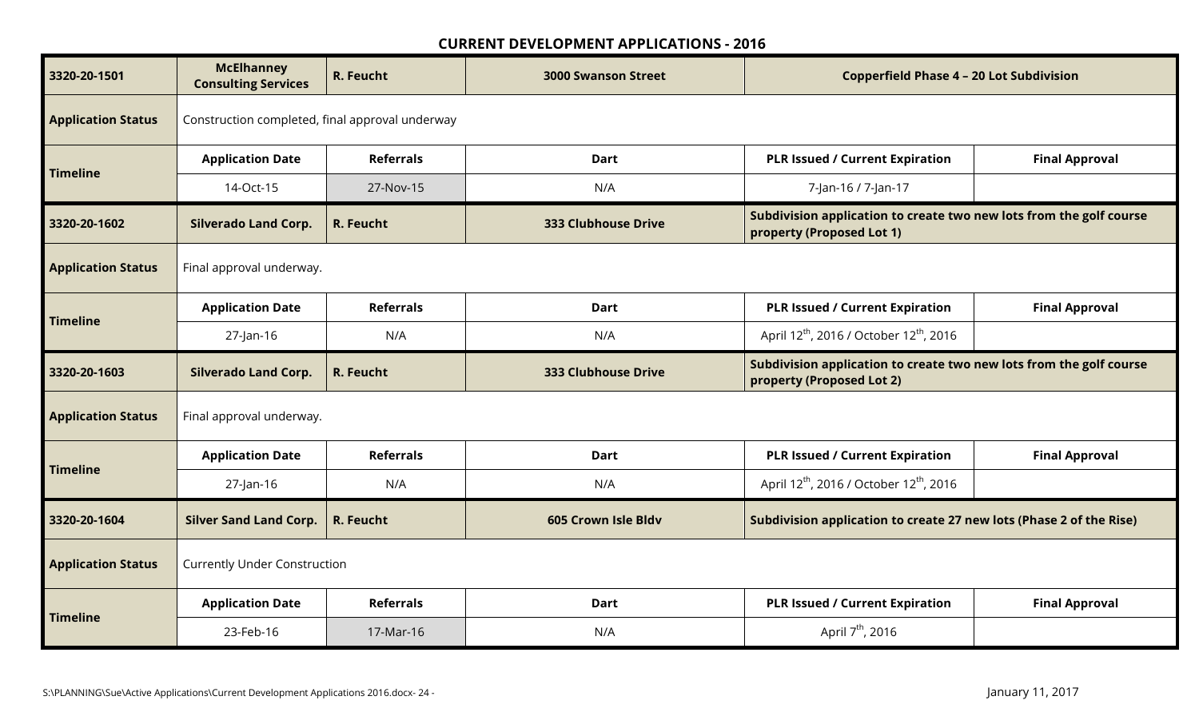## CURRENT DEVELOPMENT APPLICATIONS - 2016

| 3320-20-1501 | McElhanney Consulting Services | R. Feucht | 3000 Swanson Street | Copperfield Phase 4 – 20 Lot Subdivision | |
|---|---|---|---|---|---|
| **Application Status** | Construction completed, final approval underway | | | | |
| **Timeline** | **Application Date** | **Referrals** | **Dart** | **PLR Issued / Current Expiration** | **Final Approval** |
| | 14-Oct-15 | 27-Nov-15 | N/A | 7-Jan-16 / 7-Jan-17 | |
| **3320-20-1602** | **Silverado Land Corp.** | **R. Feucht** | **333 Clubhouse Drive** | **Subdivision application to create two new lots from the golf course property (Proposed Lot 1)** | |
| **Application Status** | Final approval underway. | | | | |
| **Timeline** | **Application Date** | **Referrals** | **Dart** | **PLR Issued / Current Expiration** | **Final Approval** |
| | 27-Jan-16 | N/A | N/A | April 12th, 2016 / October 12th, 2016 | |
| **3320-20-1603** | **Silverado Land Corp.** | **R. Feucht** | **333 Clubhouse Drive** | **Subdivision application to create two new lots from the golf course property (Proposed Lot 2)** | |
| **Application Status** | Final approval underway. | | | | |
| **Timeline** | **Application Date** | **Referrals** | **Dart** | **PLR Issued / Current Expiration** | **Final Approval** |
| | 27-Jan-16 | N/A | N/A | April 12th, 2016 / October 12th, 2016 | |
| **3320-20-1604** | **Silver Sand Land Corp.** | **R. Feucht** | **605 Crown Isle Bldv** | **Subdivision application to create 27 new lots (Phase 2 of the Rise)** | |
| **Application Status** | Currently Under Construction | | | | |
| **Timeline** | **Application Date** | **Referrals** | **Dart** | **PLR Issued / Current Expiration** | **Final Approval** |
| | 23-Feb-16 | 17-Mar-16 | N/A | April 7th, 2016 | |

S:\PLANNING\Sue\Active Applications\Current Development Applications 2016.docx

January 11, 2017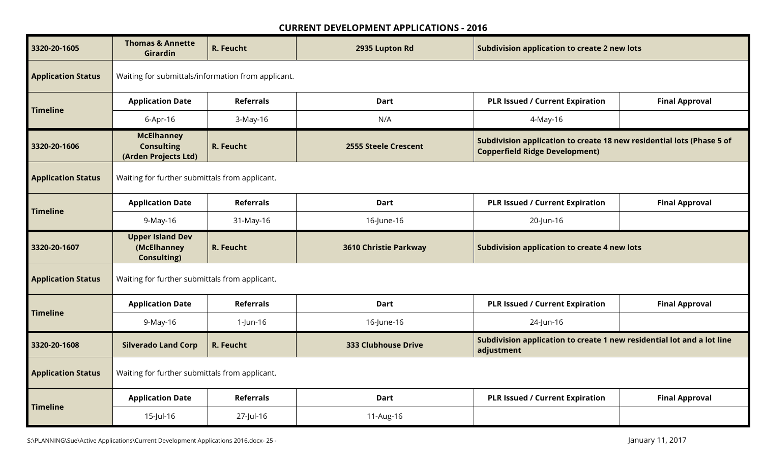## CURRENT DEVELOPMENT APPLICATIONS - 2016

| 3320-20-1605 | Thomas & Annette Girardin | R. Feucht | 2935 Lupton Rd | Subdivision application to create 2 new lots | |
|---|---|---|---|---|---|
| **Application Status** | Waiting for submittals/information from applicant. | | | | |
| **Timeline** | **Application Date** | **Referrals** | **Dart** | **PLR Issued / Current Expiration** | **Final Approval** |
| | 6-Apr-16 | 3-May-16 | N/A | 4-May-16 | |
| **3320-20-1606** | **McElhanney Consulting (Arden Projects Ltd)** | **R. Feucht** | **2555 Steele Crescent** | **Subdivision application to create 18 new residential lots (Phase 5 of Copperfield Ridge Development)** | |
| **Application Status** | Waiting for further submittals from applicant. | | | | |
| **Timeline** | **Application Date** | **Referrals** | **Dart** | **PLR Issued / Current Expiration** | **Final Approval** |
| | 9-May-16 | 31-May-16 | 16-June-16 | 20-Jun-16 | |
| **3320-20-1607** | **Upper Island Dev (McElhanney Consulting)** | **R. Feucht** | **3610 Christie Parkway** | **Subdivision application to create 4 new lots** | |
| **Application Status** | Waiting for further submittals from applicant. | | | | |
| **Timeline** | **Application Date** | **Referrals** | **Dart** | **PLR Issued / Current Expiration** | **Final Approval** |
| | 9-May-16 | 1-Jun-16 | 16-June-16 | 24-Jun-16 | |
| **3320-20-1608** | **Silverado Land Corp** | **R. Feucht** | **333 Clubhouse Drive** | **Subdivision application to create 1 new residential lot and a lot line adjustment** | |
| **Application Status** | Waiting for further submittals from applicant. | | | | |
| **Timeline** | **Application Date** | **Referrals** | **Dart** | **PLR Issued / Current Expiration** | **Final Approval** |
| | 15-Jul-16 | 27-Jul-16 | 11-Aug-16 | | |

S:\PLANNING\Sue\Active Applications\Current Development Applications 2016.docx

January 11, 2017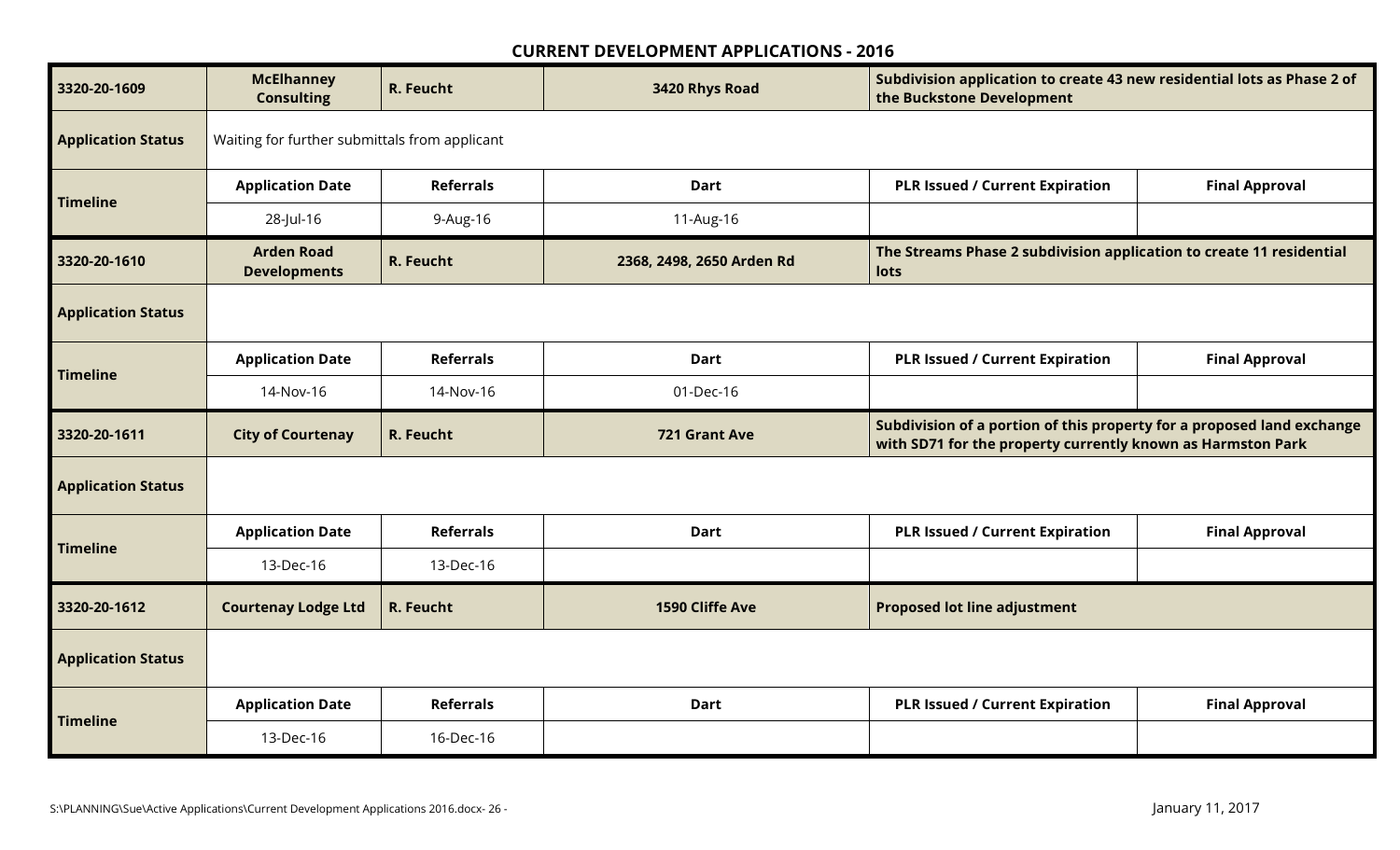## CURRENT DEVELOPMENT APPLICATIONS - 2016

| 3320-20-1609 | McElhanney Consulting | R. Feucht | 3420 Rhys Road | Subdivision application to create 43 new residential lots as Phase 2 of the Buckstone Development | |
|---|---|---|---|---|---|
| **Application Status** | Waiting for further submittals from applicant | | | | |
| **Timeline** | **Application Date** | **Referrals** | **Dart** | **PLR Issued / Current Expiration** | **Final Approval** |
| | 28-Jul-16 | 9-Aug-16 | 11-Aug-16 | | |

| 3320-20-1610 | Arden Road Developments | R. Feucht | 2368, 2498, 2650 Arden Rd | The Streams Phase 2 subdivision application to create 11 residential lots | |
|---|---|---|---|---|---|
| **Application Status** | | | | | |
| **Timeline** | **Application Date** | **Referrals** | **Dart** | **PLR Issued / Current Expiration** | **Final Approval** |
| | 14-Nov-16 | 14-Nov-16 | 01-Dec-16 | | |

| 3320-20-1611 | City of Courtenay | R. Feucht | 721 Grant Ave | Subdivision of a portion of this property for a proposed land exchange with SD71 for the property currently known as Harmston Park | |
|---|---|---|---|---|---|
| **Application Status** | | | | | |
| **Timeline** | **Application Date** | **Referrals** | **Dart** | **PLR Issued / Current Expiration** | **Final Approval** |
| | 13-Dec-16 | 13-Dec-16 | | | |

| 3320-20-1612 | Courtenay Lodge Ltd | R. Feucht | 1590 Cliffe Ave | Proposed lot line adjustment | |
|---|---|---|---|---|---|
| **Application Status** | | | | | |
| **Timeline** | **Application Date** | **Referrals** | **Dart** | **PLR Issued / Current Expiration** | **Final Approval** |
| | 13-Dec-16 | 16-Dec-16 | | | |

S:\PLANNING\Sue\Active Applications\Current Development Applications 2016.docx

January 11, 2017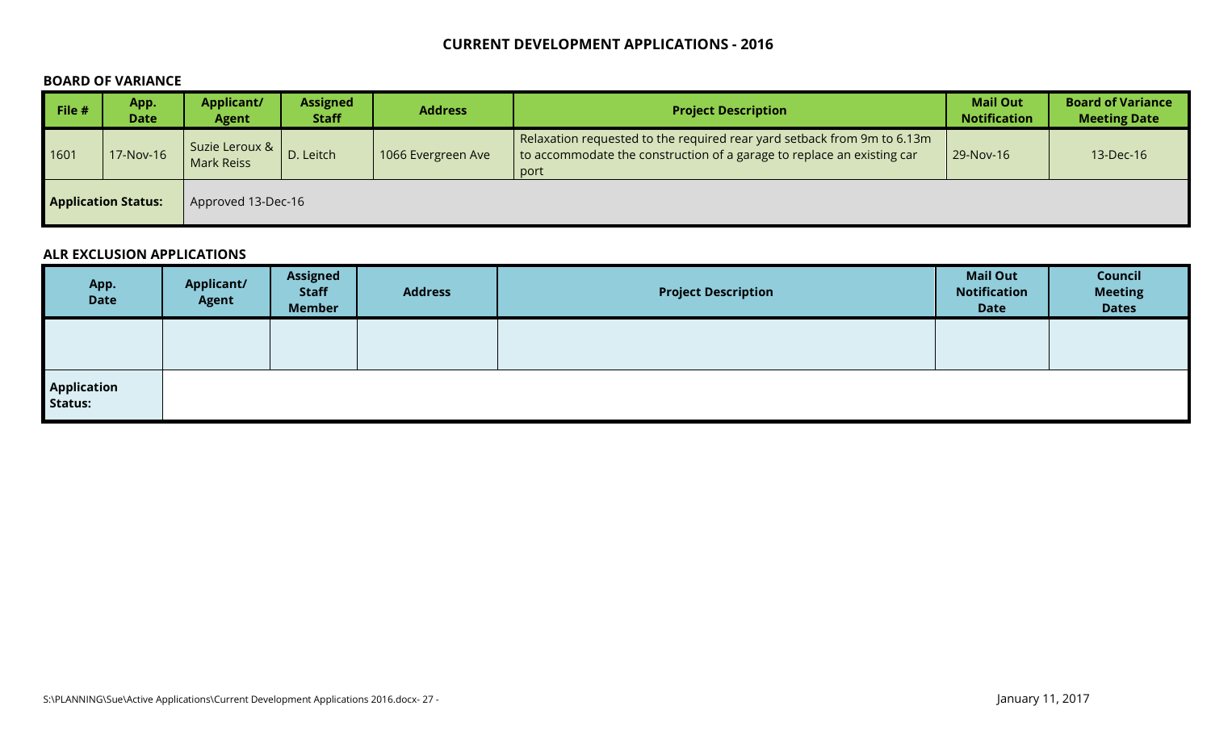# CURRENT DEVELOPMENT APPLICATIONS - 2016

## BOARD OF VARIANCE

| File # | App. Date | Applicant/ Agent | Assigned Staff | Address | Project Description | Mail Out Notification | Board of Variance Meeting Date |
|---|---|---|---|---|---|---|---|
| 1601 | 17-Nov-16 | Suzie Leroux & Mark Reiss | D. Leitch | 1066 Evergreen Ave | Relaxation requested to the required rear yard setback from 9m to 6.13m to accommodate the construction of a garage to replace an existing car port | 29-Nov-16 | 13-Dec-16 |
| **Application Status:** | | Approved 13-Dec-16 | | | | | |

## ALR EXCLUSION APPLICATIONS

| App. Date | Applicant/ Agent | Assigned Staff Member | Address | Project Description | Mail Out Notification Date | Council Meeting Dates |
|---|---|---|---|---|---|---|
| | | | | | | |
| **Application Status:** | | | | | | |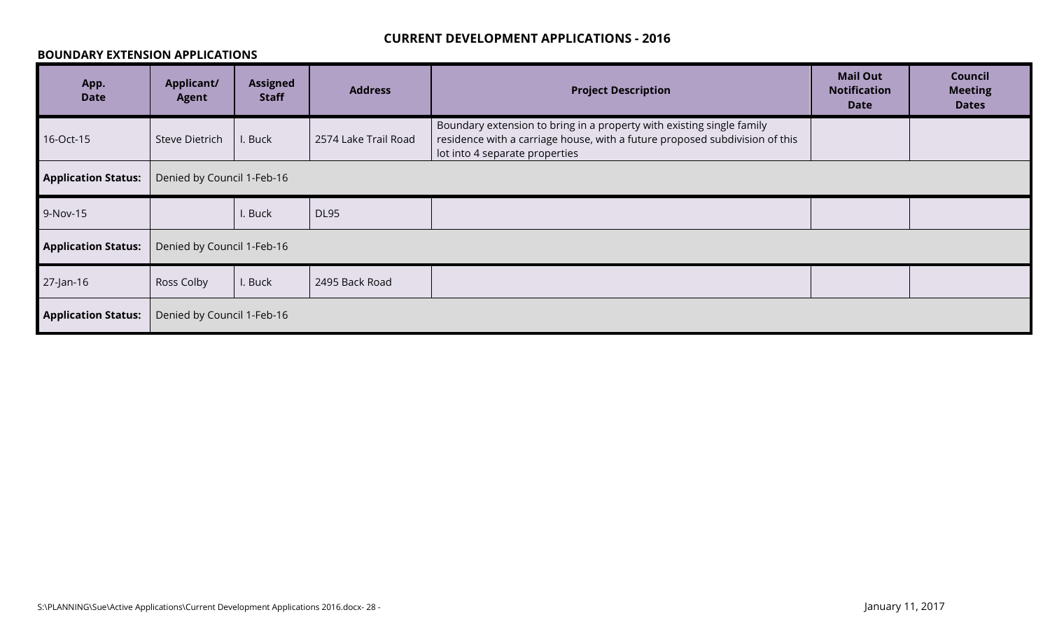## CURRENT DEVELOPMENT APPLICATIONS - 2016

### BOUNDARY EXTENSION APPLICATIONS

| App. Date | Applicant/ Agent | Assigned Staff | Address | Project Description | Mail Out Notification Date | Council Meeting Dates |
|---|---|---|---|---|---|---|
| 16-Oct-15 | Steve Dietrich | I. Buck | 2574 Lake Trail Road | Boundary extension to bring in a property with existing single family residence with a carriage house, with a future proposed subdivision of this lot into 4 separate properties | | |
| **Application Status:** | Denied by Council 1-Feb-16 | | | | | |
| 9-Nov-15 | | I. Buck | DL95 | | | |
| **Application Status:** | Denied by Council 1-Feb-16 | | | | | |
| 27-Jan-16 | Ross Colby | I. Buck | 2495 Back Road | | | |
| **Application Status:** | Denied by Council 1-Feb-16 | | | | | |

S:\PLANNING\Sue\Active Applications\Current Development Applications 2016.docx

January 11, 2017